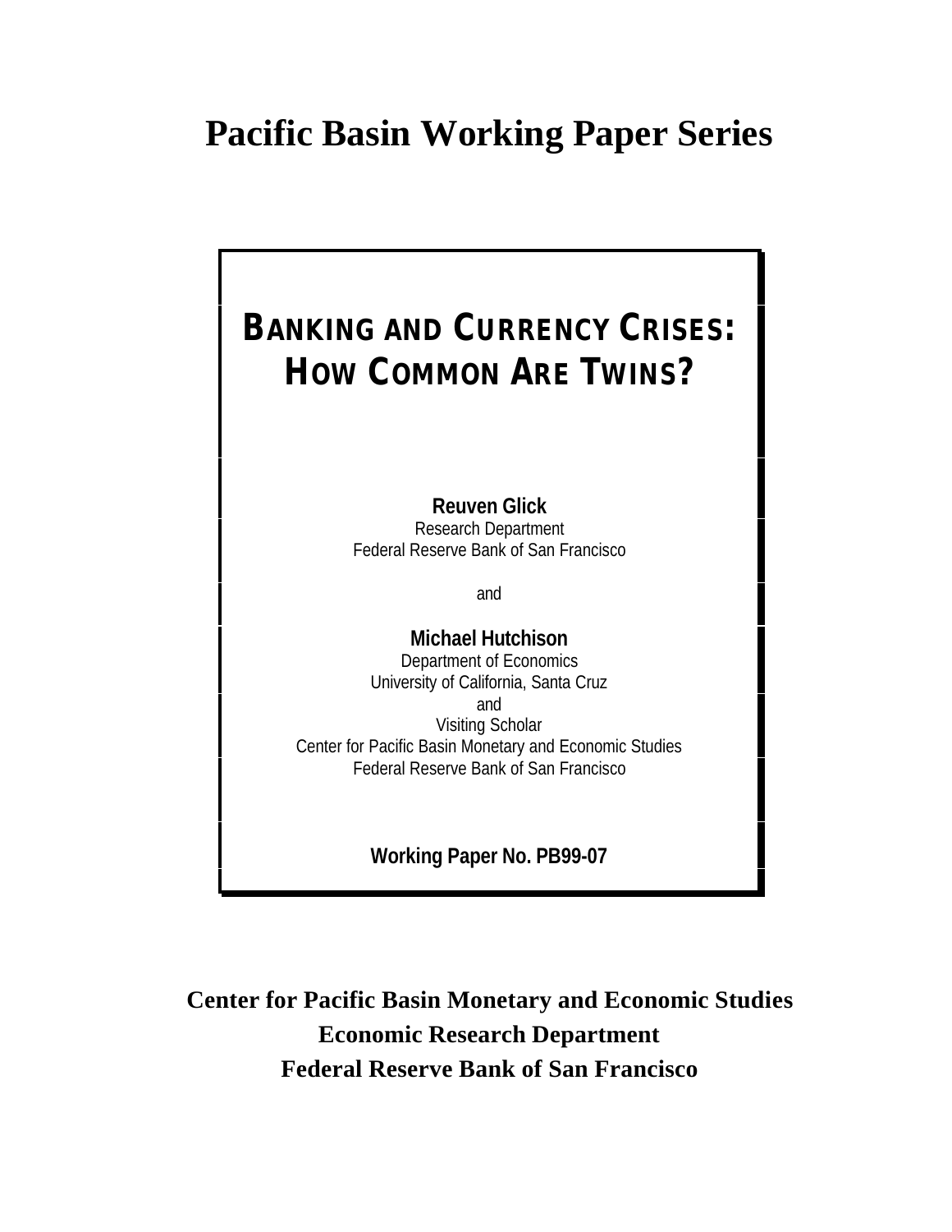# Pacific Basin Working Paper Series

## BANKING AND CURRENCY CRISES: HOW COMMON ARE TWINS?

**Reuven Glick**
Research Department
Federal Reserve Bank of San Francisco

and

**Michael Hutchison**
Department of Economics
University of California, Santa Cruz
and
Visiting Scholar
Center for Pacific Basin Monetary and Economic Studies
Federal Reserve Bank of San Francisco

**Working Paper No. PB99-07**

**Center for Pacific Basin Monetary and Economic Studies**
**Economic Research Department**
**Federal Reserve Bank of San Francisco**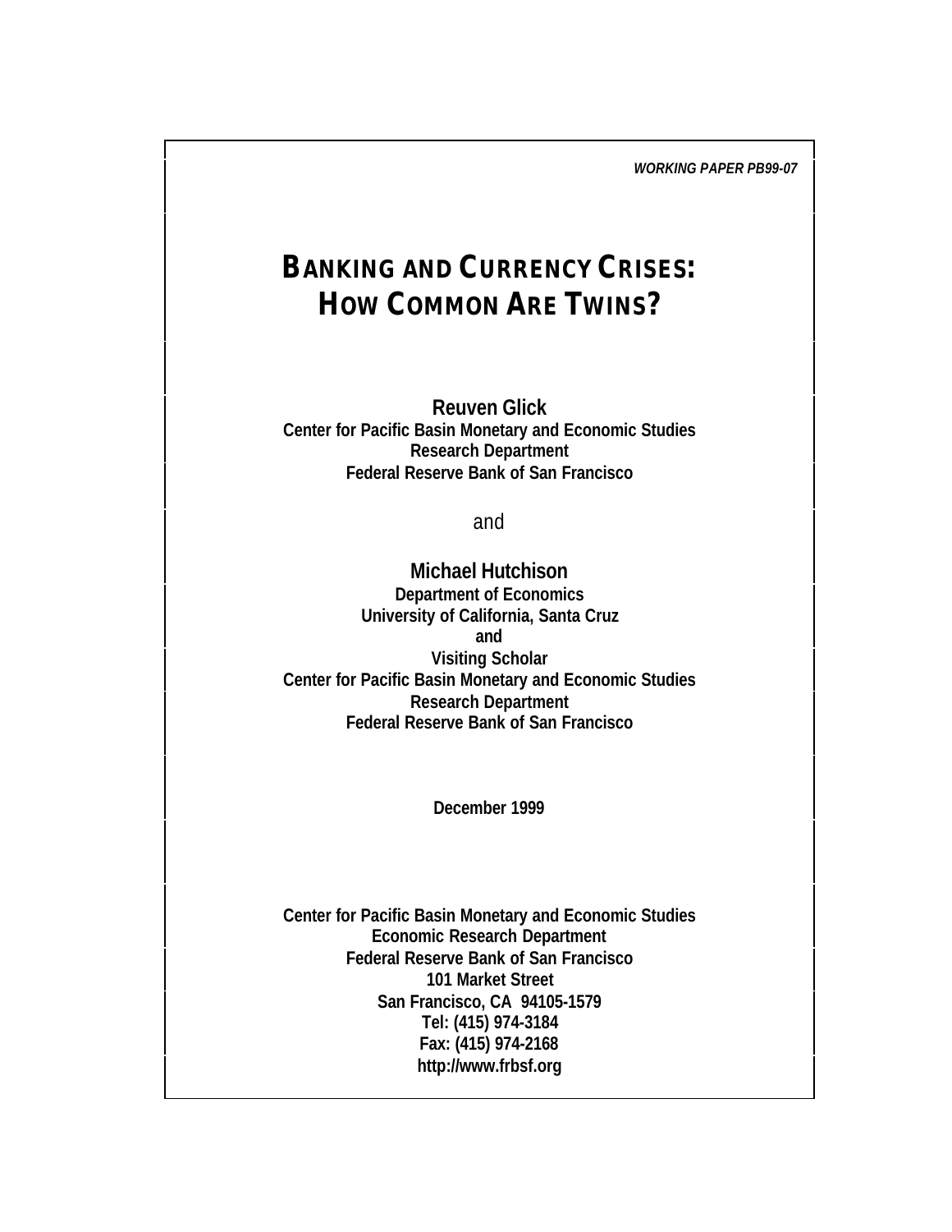*WORKING PAPER PB99-07*

# BANKING AND CURRENCY CRISES: HOW COMMON ARE TWINS?

**Reuven Glick**
**Center for Pacific Basin Monetary and Economic Studies**
**Research Department**
**Federal Reserve Bank of San Francisco**

and

**Michael Hutchison**
**Department of Economics**
**University of California, Santa Cruz**
**and**
**Visiting Scholar**
**Center for Pacific Basin Monetary and Economic Studies**
**Research Department**
**Federal Reserve Bank of San Francisco**

**December 1999**

**Center for Pacific Basin Monetary and Economic Studies**
**Economic Research Department**
**Federal Reserve Bank of San Francisco**
**101 Market Street**
**San Francisco, CA 94105-1579**
**Tel: (415) 974-3184**
**Fax: (415) 974-2168**
**http://www.frbsf.org**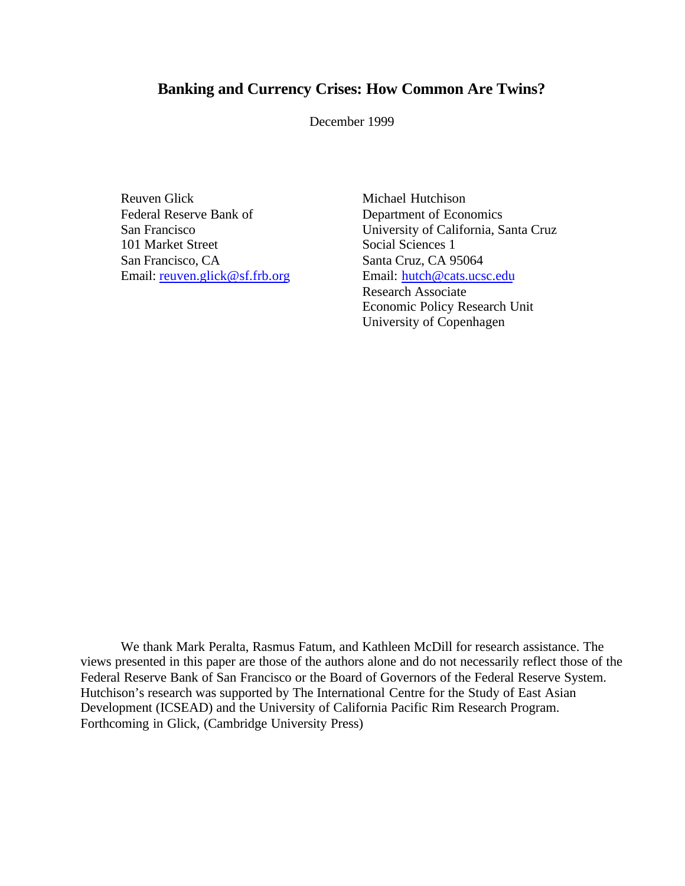# Banking and Currency Crises: How Common Are Twins?

December 1999

Reuven Glick
Federal Reserve Bank of
San Francisco
101 Market Street
San Francisco, CA
Email: reuven.glick@sf.frb.org

Michael Hutchison
Department of Economics
University of California, Santa Cruz
Social Sciences 1
Santa Cruz, CA 95064
Email: hutch@cats.ucsc.edu
Research Associate
Economic Policy Research Unit
University of Copenhagen

We thank Mark Peralta, Rasmus Fatum, and Kathleen McDill for research assistance. The views presented in this paper are those of the authors alone and do not necessarily reflect those of the Federal Reserve Bank of San Francisco or the Board of Governors of the Federal Reserve System. Hutchison's research was supported by The International Centre for the Study of East Asian Development (ICSEAD) and the University of California Pacific Rim Research Program. Forthcoming in Glick, (Cambridge University Press)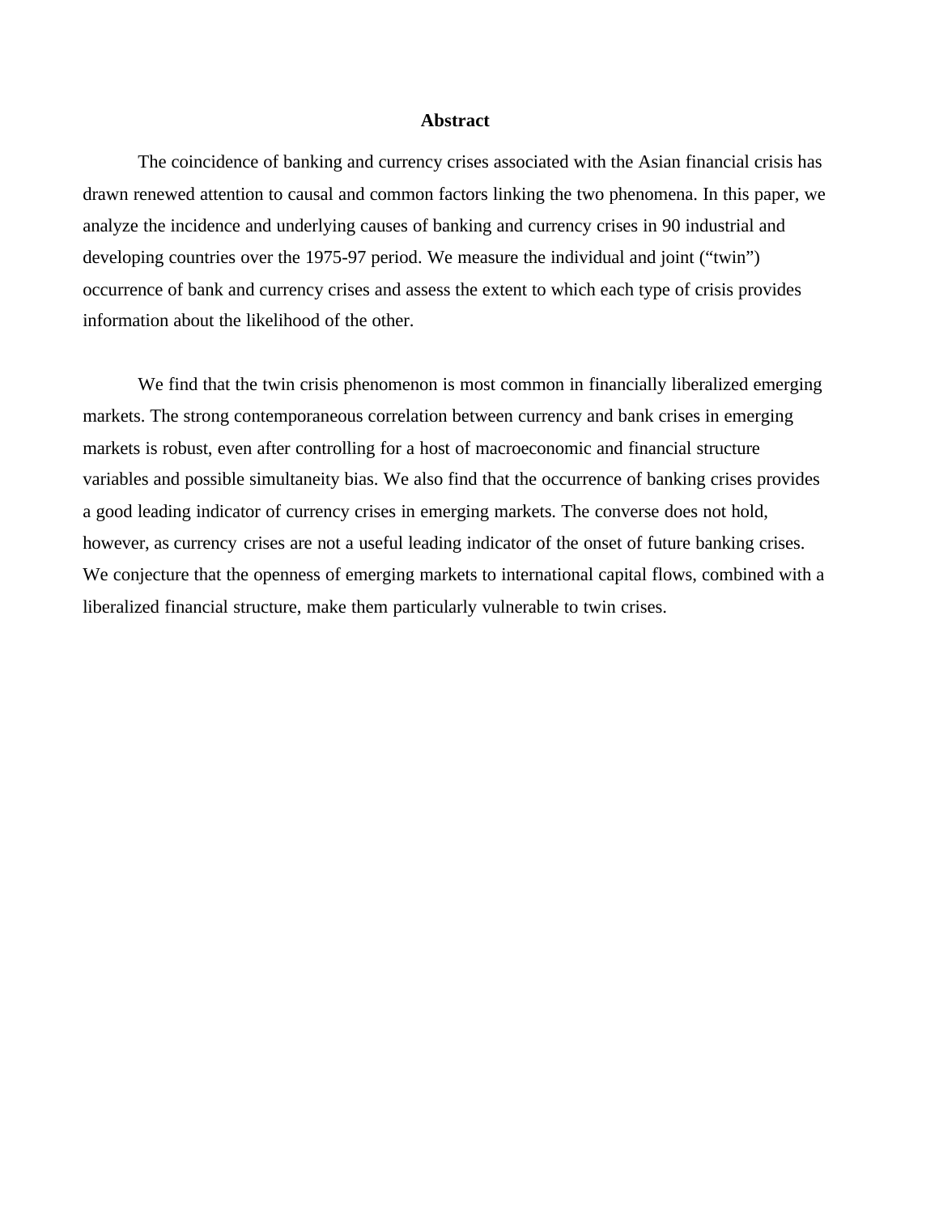## Abstract

The coincidence of banking and currency crises associated with the Asian financial crisis has drawn renewed attention to causal and common factors linking the two phenomena. In this paper, we analyze the incidence and underlying causes of banking and currency crises in 90 industrial and developing countries over the 1975-97 period. We measure the individual and joint ("twin") occurrence of bank and currency crises and assess the extent to which each type of crisis provides information about the likelihood of the other.

We find that the twin crisis phenomenon is most common in financially liberalized emerging markets. The strong contemporaneous correlation between currency and bank crises in emerging markets is robust, even after controlling for a host of macroeconomic and financial structure variables and possible simultaneity bias. We also find that the occurrence of banking crises provides a good leading indicator of currency crises in emerging markets. The converse does not hold, however, as currency crises are not a useful leading indicator of the onset of future banking crises. We conjecture that the openness of emerging markets to international capital flows, combined with a liberalized financial structure, make them particularly vulnerable to twin crises.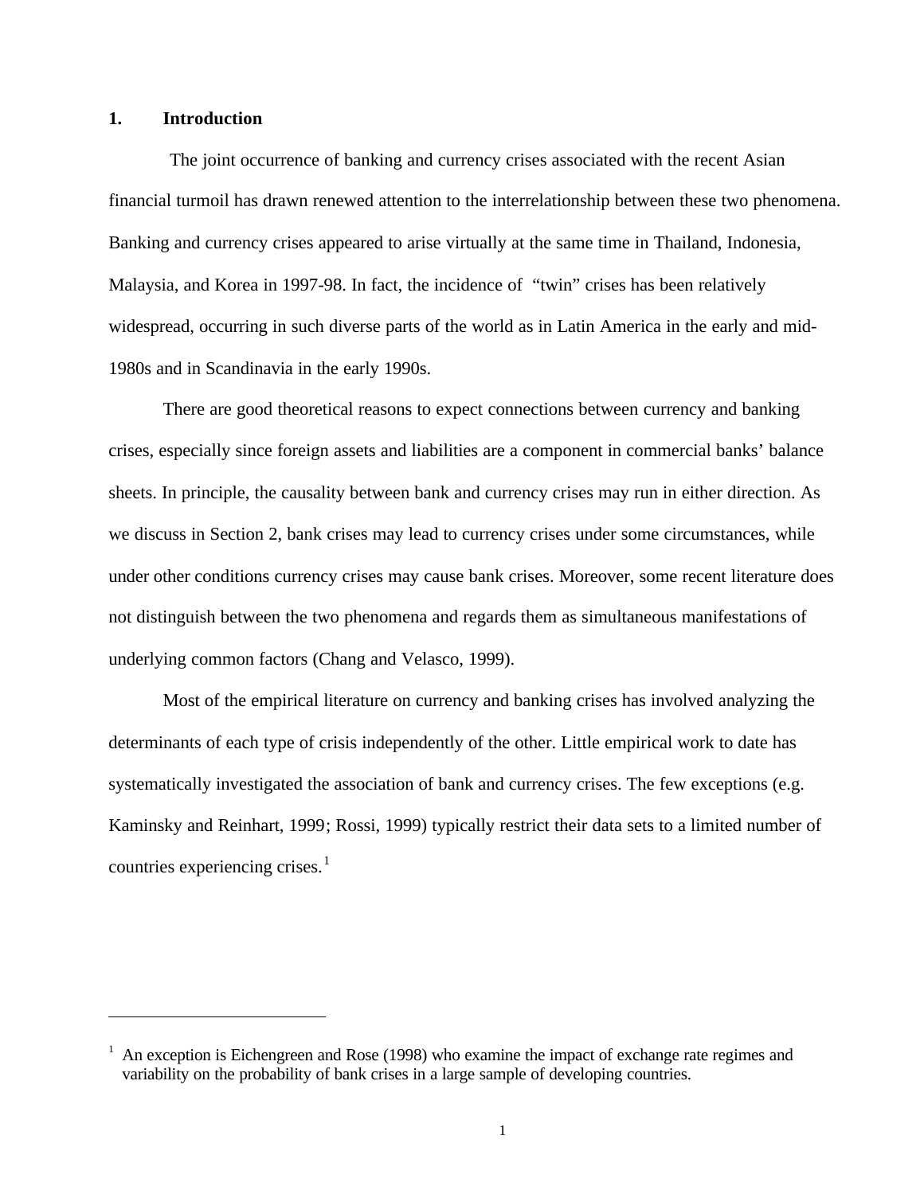# 1. Introduction

The joint occurrence of banking and currency crises associated with the recent Asian financial turmoil has drawn renewed attention to the interrelationship between these two phenomena. Banking and currency crises appeared to arise virtually at the same time in Thailand, Indonesia, Malaysia, and Korea in 1997-98. In fact, the incidence of "twin" crises has been relatively widespread, occurring in such diverse parts of the world as in Latin America in the early and mid-1980s and in Scandinavia in the early 1990s.

There are good theoretical reasons to expect connections between currency and banking crises, especially since foreign assets and liabilities are a component in commercial banks' balance sheets. In principle, the causality between bank and currency crises may run in either direction. As we discuss in Section 2, bank crises may lead to currency crises under some circumstances, while under other conditions currency crises may cause bank crises. Moreover, some recent literature does not distinguish between the two phenomena and regards them as simultaneous manifestations of underlying common factors (Chang and Velasco, 1999).

Most of the empirical literature on currency and banking crises has involved analyzing the determinants of each type of crisis independently of the other. Little empirical work to date has systematically investigated the association of bank and currency crises. The few exceptions (e.g. Kaminsky and Reinhart, 1999; Rossi, 1999) typically restrict their data sets to a limited number of countries experiencing crises.[1]

[1] An exception is Eichengreen and Rose (1998) who examine the impact of exchange rate regimes and variability on the probability of bank crises in a large sample of developing countries.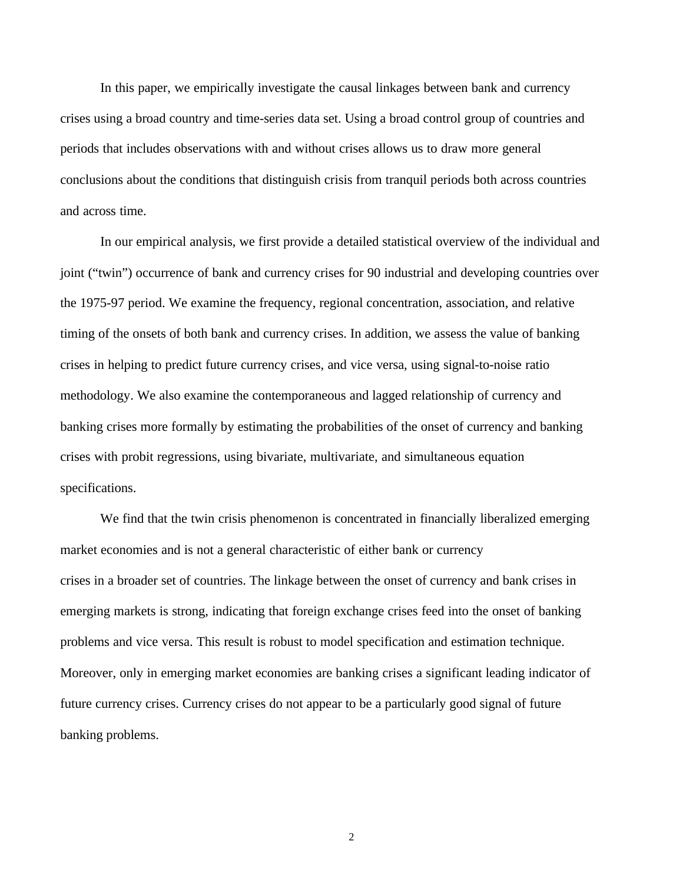In this paper, we empirically investigate the causal linkages between bank and currency crises using a broad country and time-series data set. Using a broad control group of countries and periods that includes observations with and without crises allows us to draw more general conclusions about the conditions that distinguish crisis from tranquil periods both across countries and across time.

In our empirical analysis, we first provide a detailed statistical overview of the individual and joint ("twin") occurrence of bank and currency crises for 90 industrial and developing countries over the 1975-97 period. We examine the frequency, regional concentration, association, and relative timing of the onsets of both bank and currency crises. In addition, we assess the value of banking crises in helping to predict future currency crises, and vice versa, using signal-to-noise ratio methodology. We also examine the contemporaneous and lagged relationship of currency and banking crises more formally by estimating the probabilities of the onset of currency and banking crises with probit regressions, using bivariate, multivariate, and simultaneous equation specifications.

We find that the twin crisis phenomenon is concentrated in financially liberalized emerging market economies and is not a general characteristic of either bank or currency crises in a broader set of countries. The linkage between the onset of currency and bank crises in emerging markets is strong, indicating that foreign exchange crises feed into the onset of banking problems and vice versa. This result is robust to model specification and estimation technique. Moreover, only in emerging market economies are banking crises a significant leading indicator of future currency crises. Currency crises do not appear to be a particularly good signal of future banking problems.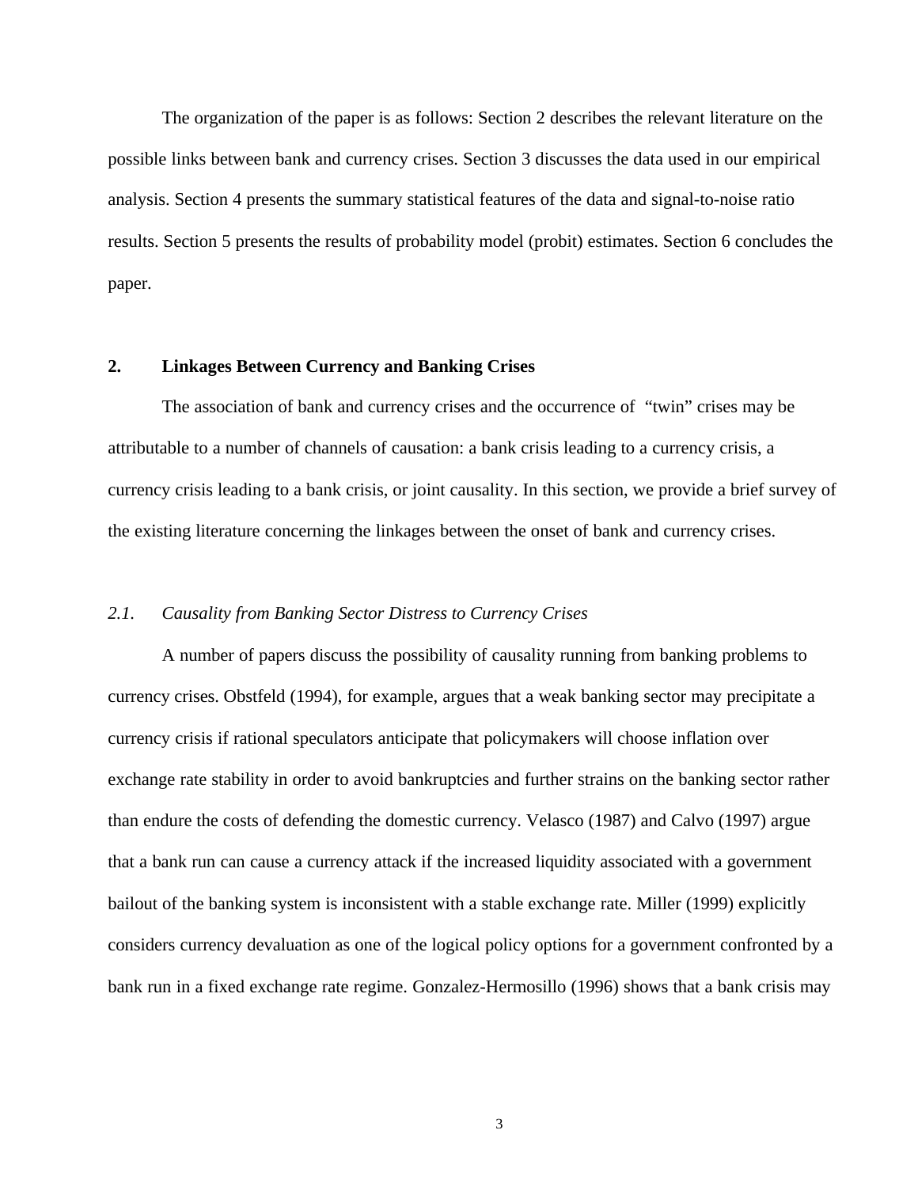The organization of the paper is as follows: Section 2 describes the relevant literature on the possible links between bank and currency crises. Section 3 discusses the data used in our empirical analysis. Section 4 presents the summary statistical features of the data and signal-to-noise ratio results. Section 5 presents the results of probability model (probit) estimates. Section 6 concludes the paper.

## 2. Linkages Between Currency and Banking Crises

The association of bank and currency crises and the occurrence of "twin" crises may be attributable to a number of channels of causation: a bank crisis leading to a currency crisis, a currency crisis leading to a bank crisis, or joint causality. In this section, we provide a brief survey of the existing literature concerning the linkages between the onset of bank and currency crises.

### *2.1. Causality from Banking Sector Distress to Currency Crises*

A number of papers discuss the possibility of causality running from banking problems to currency crises. Obstfeld (1994), for example, argues that a weak banking sector may precipitate a currency crisis if rational speculators anticipate that policymakers will choose inflation over exchange rate stability in order to avoid bankruptcies and further strains on the banking sector rather than endure the costs of defending the domestic currency. Velasco (1987) and Calvo (1997) argue that a bank run can cause a currency attack if the increased liquidity associated with a government bailout of the banking system is inconsistent with a stable exchange rate. Miller (1999) explicitly considers currency devaluation as one of the logical policy options for a government confronted by a bank run in a fixed exchange rate regime. Gonzalez-Hermosillo (1996) shows that a bank crisis may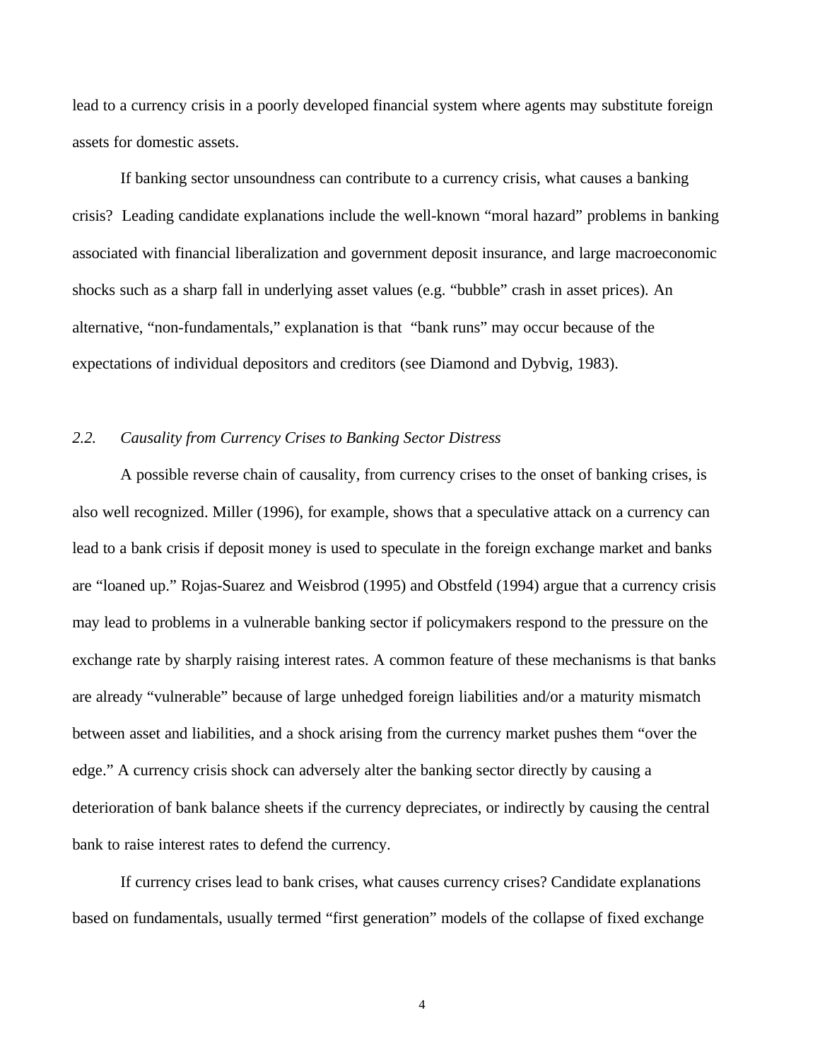lead to a currency crisis in a poorly developed financial system where agents may substitute foreign assets for domestic assets.

If banking sector unsoundness can contribute to a currency crisis, what causes a banking crisis? Leading candidate explanations include the well-known "moral hazard" problems in banking associated with financial liberalization and government deposit insurance, and large macroeconomic shocks such as a sharp fall in underlying asset values (e.g. "bubble" crash in asset prices). An alternative, "non-fundamentals," explanation is that "bank runs" may occur because of the expectations of individual depositors and creditors (see Diamond and Dybvig, 1983).

### *2.2. Causality from Currency Crises to Banking Sector Distress*

A possible reverse chain of causality, from currency crises to the onset of banking crises, is also well recognized. Miller (1996), for example, shows that a speculative attack on a currency can lead to a bank crisis if deposit money is used to speculate in the foreign exchange market and banks are "loaned up." Rojas-Suarez and Weisbrod (1995) and Obstfeld (1994) argue that a currency crisis may lead to problems in a vulnerable banking sector if policymakers respond to the pressure on the exchange rate by sharply raising interest rates. A common feature of these mechanisms is that banks are already "vulnerable" because of large unhedged foreign liabilities and/or a maturity mismatch between asset and liabilities, and a shock arising from the currency market pushes them "over the edge." A currency crisis shock can adversely alter the banking sector directly by causing a deterioration of bank balance sheets if the currency depreciates, or indirectly by causing the central bank to raise interest rates to defend the currency.

If currency crises lead to bank crises, what causes currency crises? Candidate explanations based on fundamentals, usually termed "first generation" models of the collapse of fixed exchange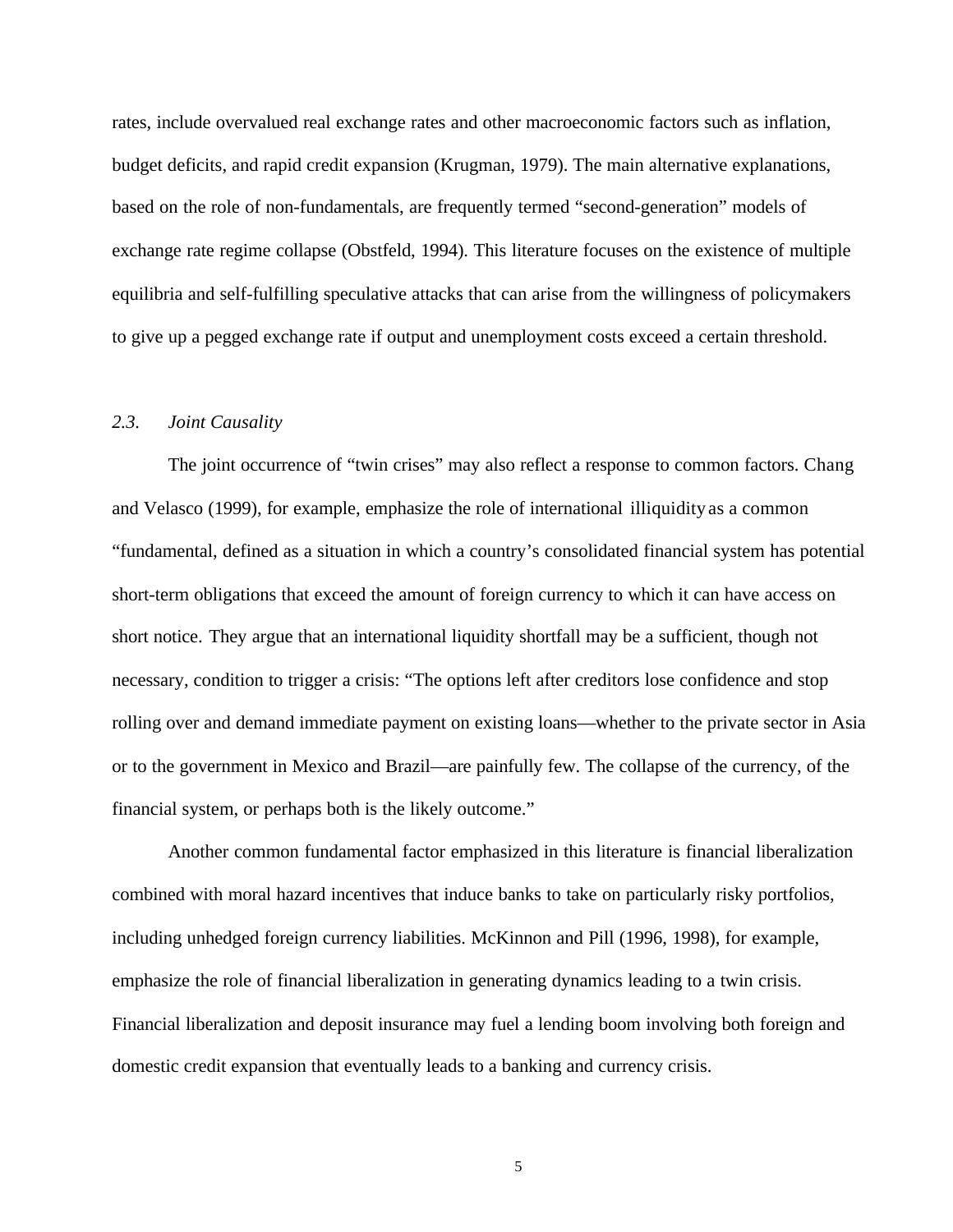rates, include overvalued real exchange rates and other macroeconomic factors such as inflation, budget deficits, and rapid credit expansion (Krugman, 1979). The main alternative explanations, based on the role of non-fundamentals, are frequently termed "second-generation" models of exchange rate regime collapse (Obstfeld, 1994). This literature focuses on the existence of multiple equilibria and self-fulfilling speculative attacks that can arise from the willingness of policymakers to give up a pegged exchange rate if output and unemployment costs exceed a certain threshold.

### *2.3. Joint Causality*

The joint occurrence of "twin crises" may also reflect a response to common factors. Chang and Velasco (1999), for example, emphasize the role of international illiquidity as a common "fundamental, defined as a situation in which a country's consolidated financial system has potential short-term obligations that exceed the amount of foreign currency to which it can have access on short notice. They argue that an international liquidity shortfall may be a sufficient, though not necessary, condition to trigger a crisis: "The options left after creditors lose confidence and stop rolling over and demand immediate payment on existing loans—whether to the private sector in Asia or to the government in Mexico and Brazil—are painfully few. The collapse of the currency, of the financial system, or perhaps both is the likely outcome."

Another common fundamental factor emphasized in this literature is financial liberalization combined with moral hazard incentives that induce banks to take on particularly risky portfolios, including unhedged foreign currency liabilities. McKinnon and Pill (1996, 1998), for example, emphasize the role of financial liberalization in generating dynamics leading to a twin crisis. Financial liberalization and deposit insurance may fuel a lending boom involving both foreign and domestic credit expansion that eventually leads to a banking and currency crisis.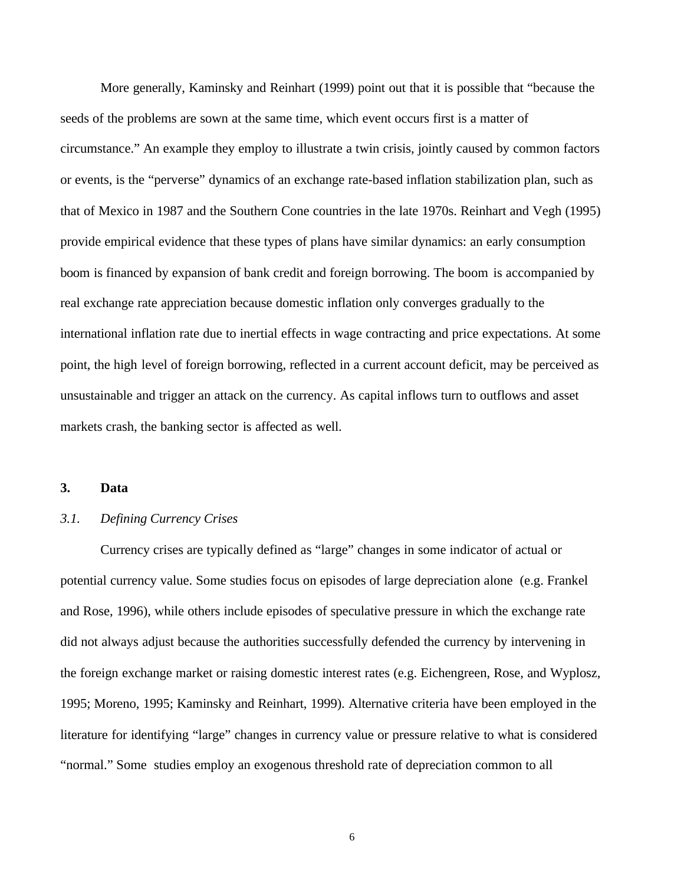More generally, Kaminsky and Reinhart (1999) point out that it is possible that "because the seeds of the problems are sown at the same time, which event occurs first is a matter of circumstance." An example they employ to illustrate a twin crisis, jointly caused by common factors or events, is the "perverse" dynamics of an exchange rate-based inflation stabilization plan, such as that of Mexico in 1987 and the Southern Cone countries in the late 1970s. Reinhart and Vegh (1995) provide empirical evidence that these types of plans have similar dynamics: an early consumption boom is financed by expansion of bank credit and foreign borrowing. The boom is accompanied by real exchange rate appreciation because domestic inflation only converges gradually to the international inflation rate due to inertial effects in wage contracting and price expectations. At some point, the high level of foreign borrowing, reflected in a current account deficit, may be perceived as unsustainable and trigger an attack on the currency. As capital inflows turn to outflows and asset markets crash, the banking sector is affected as well.

## 3. Data

### *3.1. Defining Currency Crises*

Currency crises are typically defined as "large" changes in some indicator of actual or potential currency value. Some studies focus on episodes of large depreciation alone (e.g. Frankel and Rose, 1996), while others include episodes of speculative pressure in which the exchange rate did not always adjust because the authorities successfully defended the currency by intervening in the foreign exchange market or raising domestic interest rates (e.g. Eichengreen, Rose, and Wyplosz, 1995; Moreno, 1995; Kaminsky and Reinhart, 1999). Alternative criteria have been employed in the literature for identifying "large" changes in currency value or pressure relative to what is considered "normal." Some studies employ an exogenous threshold rate of depreciation common to all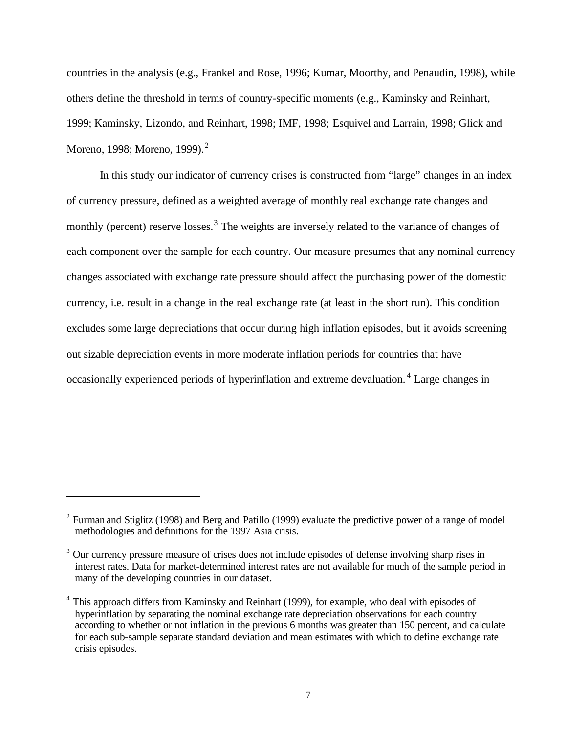countries in the analysis (e.g., Frankel and Rose, 1996; Kumar, Moorthy, and Penaudin, 1998), while others define the threshold in terms of country-specific moments (e.g., Kaminsky and Reinhart, 1999; Kaminsky, Lizondo, and Reinhart, 1998; IMF, 1998; Esquivel and Larrain, 1998; Glick and Moreno, 1998; Moreno, 1999).[2]

In this study our indicator of currency crises is constructed from "large" changes in an index of currency pressure, defined as a weighted average of monthly real exchange rate changes and monthly (percent) reserve losses.[3] The weights are inversely related to the variance of changes of each component over the sample for each country. Our measure presumes that any nominal currency changes associated with exchange rate pressure should affect the purchasing power of the domestic currency, i.e. result in a change in the real exchange rate (at least in the short run). This condition excludes some large depreciations that occur during high inflation episodes, but it avoids screening out sizable depreciation events in more moderate inflation periods for countries that have occasionally experienced periods of hyperinflation and extreme devaluation.[4] Large changes in

---

[2] Furman and Stiglitz (1998) and Berg and Patillo (1999) evaluate the predictive power of a range of model methodologies and definitions for the 1997 Asia crisis.

[3] Our currency pressure measure of crises does not include episodes of defense involving sharp rises in interest rates. Data for market-determined interest rates are not available for much of the sample period in many of the developing countries in our dataset.

[4] This approach differs from Kaminsky and Reinhart (1999), for example, who deal with episodes of hyperinflation by separating the nominal exchange rate depreciation observations for each country according to whether or not inflation in the previous 6 months was greater than 150 percent, and calculate for each sub-sample separate standard deviation and mean estimates with which to define exchange rate crisis episodes.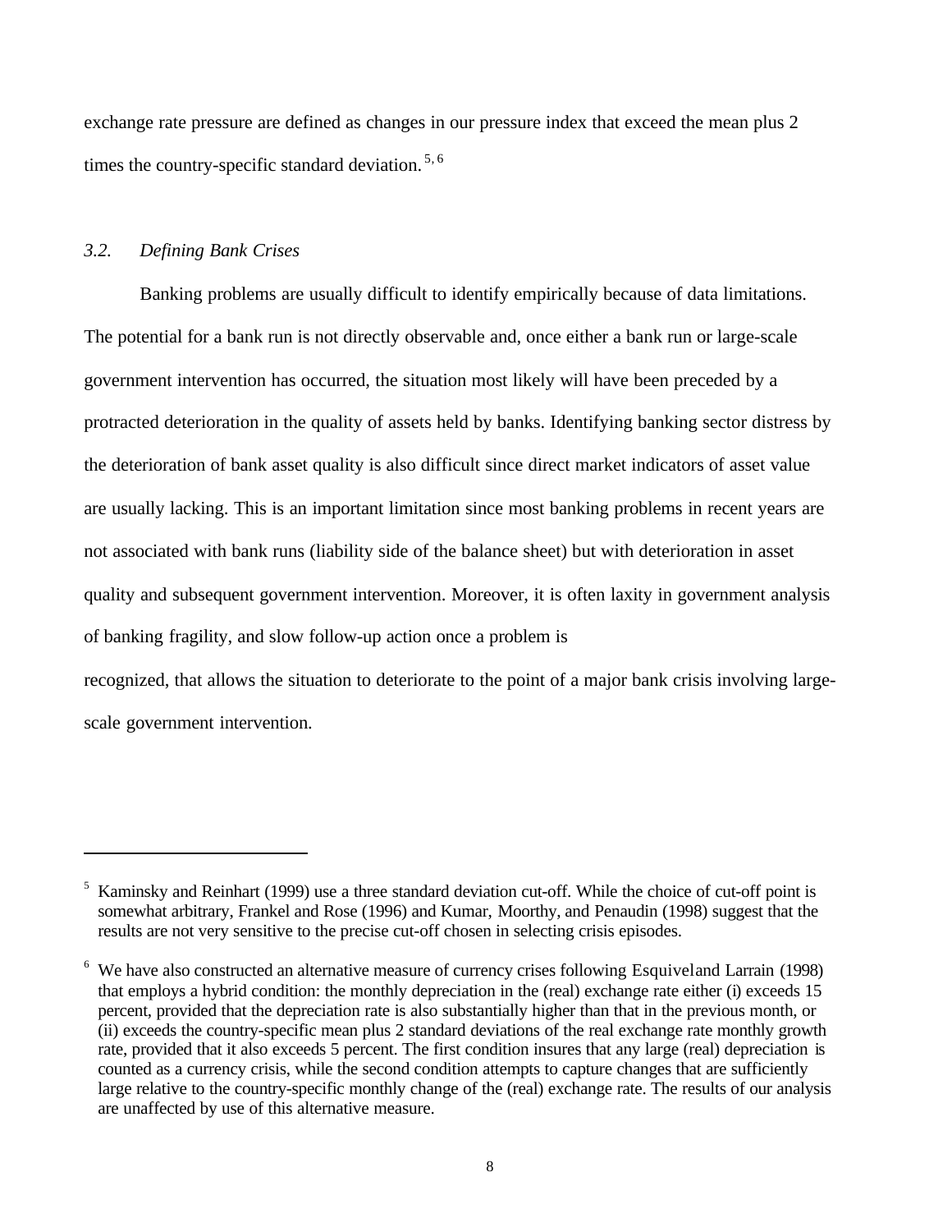exchange rate pressure are defined as changes in our pressure index that exceed the mean plus 2 times the country-specific standard deviation.[5, 6]

### *3.2. Defining Bank Crises*

Banking problems are usually difficult to identify empirically because of data limitations. The potential for a bank run is not directly observable and, once either a bank run or large-scale government intervention has occurred, the situation most likely will have been preceded by a protracted deterioration in the quality of assets held by banks. Identifying banking sector distress by the deterioration of bank asset quality is also difficult since direct market indicators of asset value are usually lacking. This is an important limitation since most banking problems in recent years are not associated with bank runs (liability side of the balance sheet) but with deterioration in asset quality and subsequent government intervention. Moreover, it is often laxity in government analysis of banking fragility, and slow follow-up action once a problem is recognized, that allows the situation to deteriorate to the point of a major bank crisis involving large-scale government intervention.

---

[5] Kaminsky and Reinhart (1999) use a three standard deviation cut-off. While the choice of cut-off point is somewhat arbitrary, Frankel and Rose (1996) and Kumar, Moorthy, and Penaudin (1998) suggest that the results are not very sensitive to the precise cut-off chosen in selecting crisis episodes.

[6] We have also constructed an alternative measure of currency crises following Esquivel and Larrain (1998) that employs a hybrid condition: the monthly depreciation in the (real) exchange rate either (i) exceeds 15 percent, provided that the depreciation rate is also substantially higher than that in the previous month, or (ii) exceeds the country-specific mean plus 2 standard deviations of the real exchange rate monthly growth rate, provided that it also exceeds 5 percent. The first condition insures that any large (real) depreciation is counted as a currency crisis, while the second condition attempts to capture changes that are sufficiently large relative to the country-specific monthly change of the (real) exchange rate. The results of our analysis are unaffected by use of this alternative measure.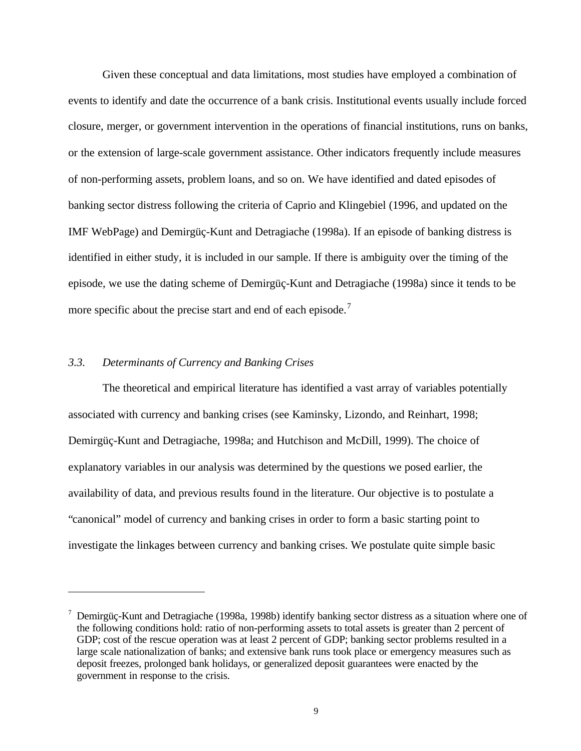Given these conceptual and data limitations, most studies have employed a combination of events to identify and date the occurrence of a bank crisis. Institutional events usually include forced closure, merger, or government intervention in the operations of financial institutions, runs on banks, or the extension of large-scale government assistance. Other indicators frequently include measures of non-performing assets, problem loans, and so on. We have identified and dated episodes of banking sector distress following the criteria of Caprio and Klingebiel (1996, and updated on the IMF WebPage) and Demirgüç-Kunt and Detragiache (1998a). If an episode of banking distress is identified in either study, it is included in our sample. If there is ambiguity over the timing of the episode, we use the dating scheme of Demirgüç-Kunt and Detragiache (1998a) since it tends to be more specific about the precise start and end of each episode.[7]

### *3.3. Determinants of Currency and Banking Crises*

The theoretical and empirical literature has identified a vast array of variables potentially associated with currency and banking crises (see Kaminsky, Lizondo, and Reinhart, 1998; Demirgüç-Kunt and Detragiache, 1998a; and Hutchison and McDill, 1999). The choice of explanatory variables in our analysis was determined by the questions we posed earlier, the availability of data, and previous results found in the literature. Our objective is to postulate a "canonical" model of currency and banking crises in order to form a basic starting point to investigate the linkages between currency and banking crises. We postulate quite simple basic

---

[7] Demirgüç-Kunt and Detragiache (1998a, 1998b) identify banking sector distress as a situation where one of the following conditions hold: ratio of non-performing assets to total assets is greater than 2 percent of GDP; cost of the rescue operation was at least 2 percent of GDP; banking sector problems resulted in a large scale nationalization of banks; and extensive bank runs took place or emergency measures such as deposit freezes, prolonged bank holidays, or generalized deposit guarantees were enacted by the government in response to the crisis.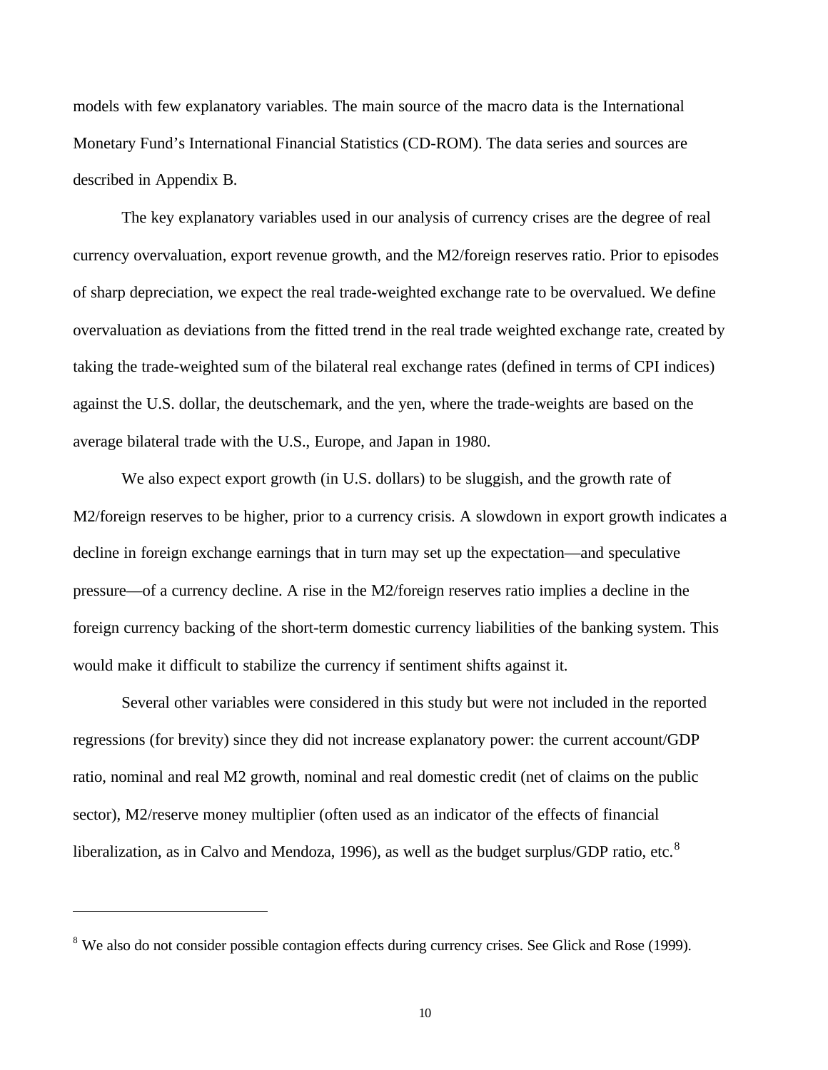models with few explanatory variables. The main source of the macro data is the International Monetary Fund's International Financial Statistics (CD-ROM). The data series and sources are described in Appendix B.

The key explanatory variables used in our analysis of currency crises are the degree of real currency overvaluation, export revenue growth, and the M2/foreign reserves ratio. Prior to episodes of sharp depreciation, we expect the real trade-weighted exchange rate to be overvalued. We define overvaluation as deviations from the fitted trend in the real trade weighted exchange rate, created by taking the trade-weighted sum of the bilateral real exchange rates (defined in terms of CPI indices) against the U.S. dollar, the deutschemark, and the yen, where the trade-weights are based on the average bilateral trade with the U.S., Europe, and Japan in 1980.

We also expect export growth (in U.S. dollars) to be sluggish, and the growth rate of M2/foreign reserves to be higher, prior to a currency crisis. A slowdown in export growth indicates a decline in foreign exchange earnings that in turn may set up the expectation—and speculative pressure—of a currency decline. A rise in the M2/foreign reserves ratio implies a decline in the foreign currency backing of the short-term domestic currency liabilities of the banking system. This would make it difficult to stabilize the currency if sentiment shifts against it.

Several other variables were considered in this study but were not included in the reported regressions (for brevity) since they did not increase explanatory power: the current account/GDP ratio, nominal and real M2 growth, nominal and real domestic credit (net of claims on the public sector), M2/reserve money multiplier (often used as an indicator of the effects of financial liberalization, as in Calvo and Mendoza, 1996), as well as the budget surplus/GDP ratio, etc.[8]

---

[8] We also do not consider possible contagion effects during currency crises. See Glick and Rose (1999).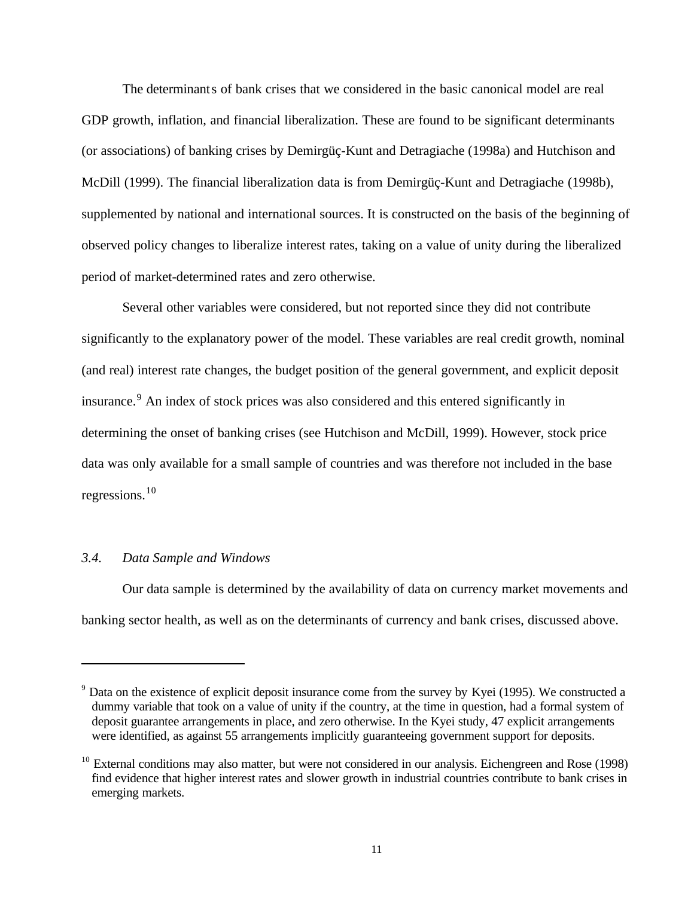The determinants of bank crises that we considered in the basic canonical model are real GDP growth, inflation, and financial liberalization. These are found to be significant determinants (or associations) of banking crises by Demirgüç-Kunt and Detragiache (1998a) and Hutchison and McDill (1999). The financial liberalization data is from Demirgüç-Kunt and Detragiache (1998b), supplemented by national and international sources. It is constructed on the basis of the beginning of observed policy changes to liberalize interest rates, taking on a value of unity during the liberalized period of market-determined rates and zero otherwise.

Several other variables were considered, but not reported since they did not contribute significantly to the explanatory power of the model. These variables are real credit growth, nominal (and real) interest rate changes, the budget position of the general government, and explicit deposit insurance.[9] An index of stock prices was also considered and this entered significantly in determining the onset of banking crises (see Hutchison and McDill, 1999). However, stock price data was only available for a small sample of countries and was therefore not included in the base regressions.[10]

### *3.4. Data Sample and Windows*

Our data sample is determined by the availability of data on currency market movements and banking sector health, as well as on the determinants of currency and bank crises, discussed above.

---

[9] Data on the existence of explicit deposit insurance come from the survey by Kyei (1995). We constructed a dummy variable that took on a value of unity if the country, at the time in question, had a formal system of deposit guarantee arrangements in place, and zero otherwise. In the Kyei study, 47 explicit arrangements were identified, as against 55 arrangements implicitly guaranteeing government support for deposits.

[10] External conditions may also matter, but were not considered in our analysis. Eichengreen and Rose (1998) find evidence that higher interest rates and slower growth in industrial countries contribute to bank crises in emerging markets.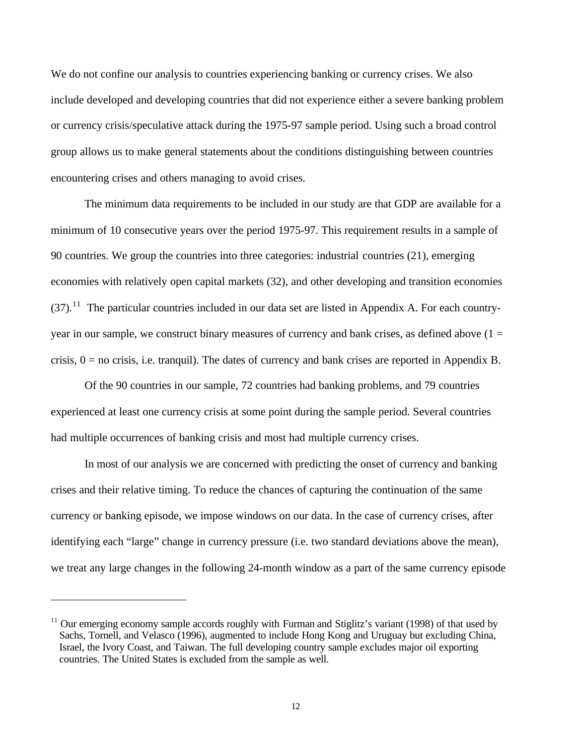We do not confine our analysis to countries experiencing banking or currency crises. We also include developed and developing countries that did not experience either a severe banking problem or currency crisis/speculative attack during the 1975-97 sample period. Using such a broad control group allows us to make general statements about the conditions distinguishing between countries encountering crises and others managing to avoid crises.

The minimum data requirements to be included in our study are that GDP are available for a minimum of 10 consecutive years over the period 1975-97. This requirement results in a sample of 90 countries. We group the countries into three categories: industrial countries (21), emerging economies with relatively open capital markets (32), and other developing and transition economies (37).[11] The particular countries included in our data set are listed in Appendix A. For each country-year in our sample, we construct binary measures of currency and bank crises, as defined above (1 = crisis, 0 = no crisis, i.e. tranquil). The dates of currency and bank crises are reported in Appendix B.

Of the 90 countries in our sample, 72 countries had banking problems, and 79 countries experienced at least one currency crisis at some point during the sample period. Several countries had multiple occurrences of banking crisis and most had multiple currency crises.

In most of our analysis we are concerned with predicting the onset of currency and banking crises and their relative timing. To reduce the chances of capturing the continuation of the same currency or banking episode, we impose windows on our data. In the case of currency crises, after identifying each "large" change in currency pressure (i.e. two standard deviations above the mean), we treat any large changes in the following 24-month window as a part of the same currency episode

[11] Our emerging economy sample accords roughly with Furman and Stiglitz's variant (1998) of that used by Sachs, Tornell, and Velasco (1996), augmented to include Hong Kong and Uruguay but excluding China, Israel, the Ivory Coast, and Taiwan. The full developing country sample excludes major oil exporting countries. The United States is excluded from the sample as well.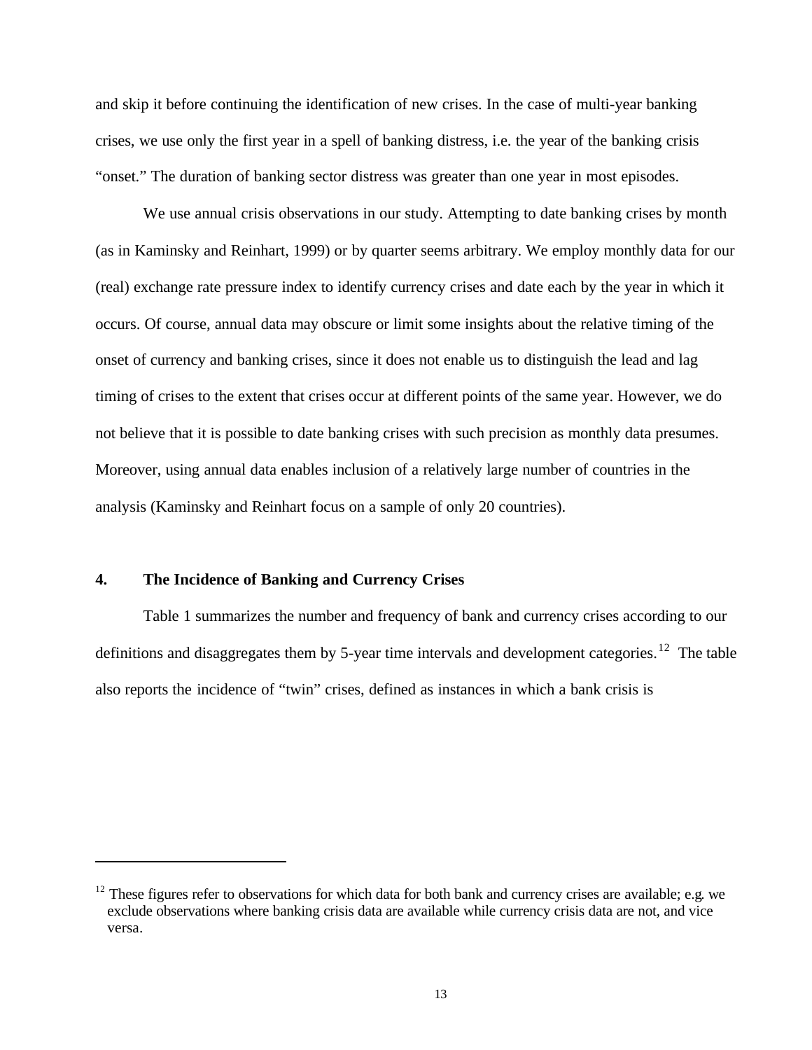and skip it before continuing the identification of new crises. In the case of multi-year banking crises, we use only the first year in a spell of banking distress, i.e. the year of the banking crisis "onset." The duration of banking sector distress was greater than one year in most episodes.

We use annual crisis observations in our study. Attempting to date banking crises by month (as in Kaminsky and Reinhart, 1999) or by quarter seems arbitrary. We employ monthly data for our (real) exchange rate pressure index to identify currency crises and date each by the year in which it occurs. Of course, annual data may obscure or limit some insights about the relative timing of the onset of currency and banking crises, since it does not enable us to distinguish the lead and lag timing of crises to the extent that crises occur at different points of the same year. However, we do not believe that it is possible to date banking crises with such precision as monthly data presumes. Moreover, using annual data enables inclusion of a relatively large number of countries in the analysis (Kaminsky and Reinhart focus on a sample of only 20 countries).

## 4. The Incidence of Banking and Currency Crises

Table 1 summarizes the number and frequency of bank and currency crises according to our definitions and disaggregates them by 5-year time intervals and development categories.[12] The table also reports the incidence of "twin" crises, defined as instances in which a bank crisis is

---

[12] These figures refer to observations for which data for both bank and currency crises are available; e.g. we exclude observations where banking crisis data are available while currency crisis data are not, and vice versa.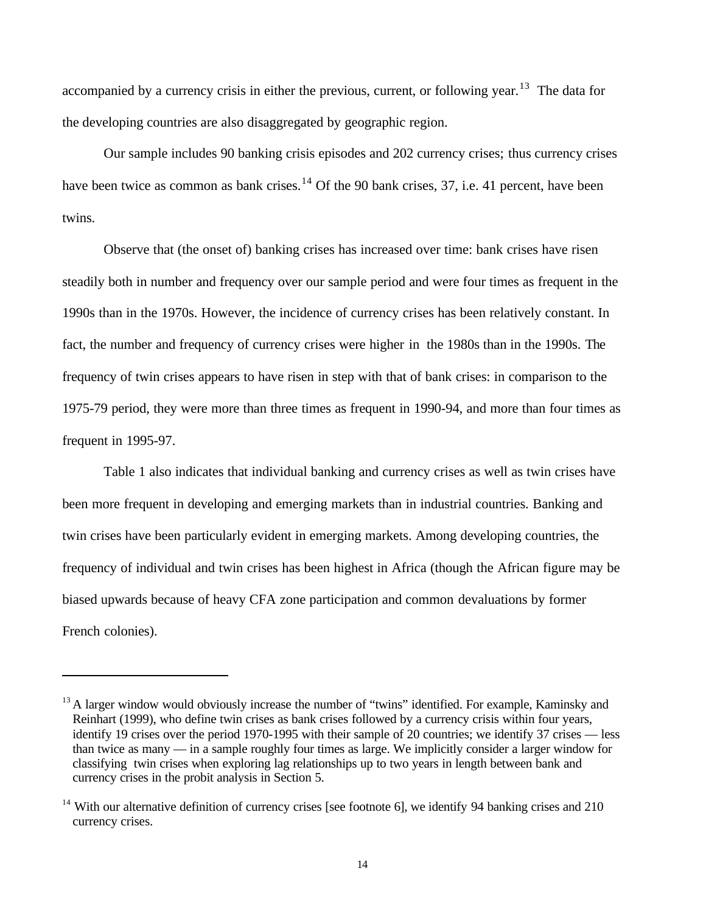accompanied by a currency crisis in either the previous, current, or following year.[13] The data for the developing countries are also disaggregated by geographic region.

Our sample includes 90 banking crisis episodes and 202 currency crises; thus currency crises have been twice as common as bank crises.[14] Of the 90 bank crises, 37, i.e. 41 percent, have been twins.

Observe that (the onset of) banking crises has increased over time: bank crises have risen steadily both in number and frequency over our sample period and were four times as frequent in the 1990s than in the 1970s. However, the incidence of currency crises has been relatively constant. In fact, the number and frequency of currency crises were higher in the 1980s than in the 1990s. The frequency of twin crises appears to have risen in step with that of bank crises: in comparison to the 1975-79 period, they were more than three times as frequent in 1990-94, and more than four times as frequent in 1995-97.

Table 1 also indicates that individual banking and currency crises as well as twin crises have been more frequent in developing and emerging markets than in industrial countries. Banking and twin crises have been particularly evident in emerging markets. Among developing countries, the frequency of individual and twin crises has been highest in Africa (though the African figure may be biased upwards because of heavy CFA zone participation and common devaluations by former French colonies).

---

[13] A larger window would obviously increase the number of "twins" identified. For example, Kaminsky and Reinhart (1999), who define twin crises as bank crises followed by a currency crisis within four years, identify 19 crises over the period 1970-1995 with their sample of 20 countries; we identify 37 crises — less than twice as many — in a sample roughly four times as large. We implicitly consider a larger window for classifying twin crises when exploring lag relationships up to two years in length between bank and currency crises in the probit analysis in Section 5.

[14] With our alternative definition of currency crises [see footnote 6], we identify 94 banking crises and 210 currency crises.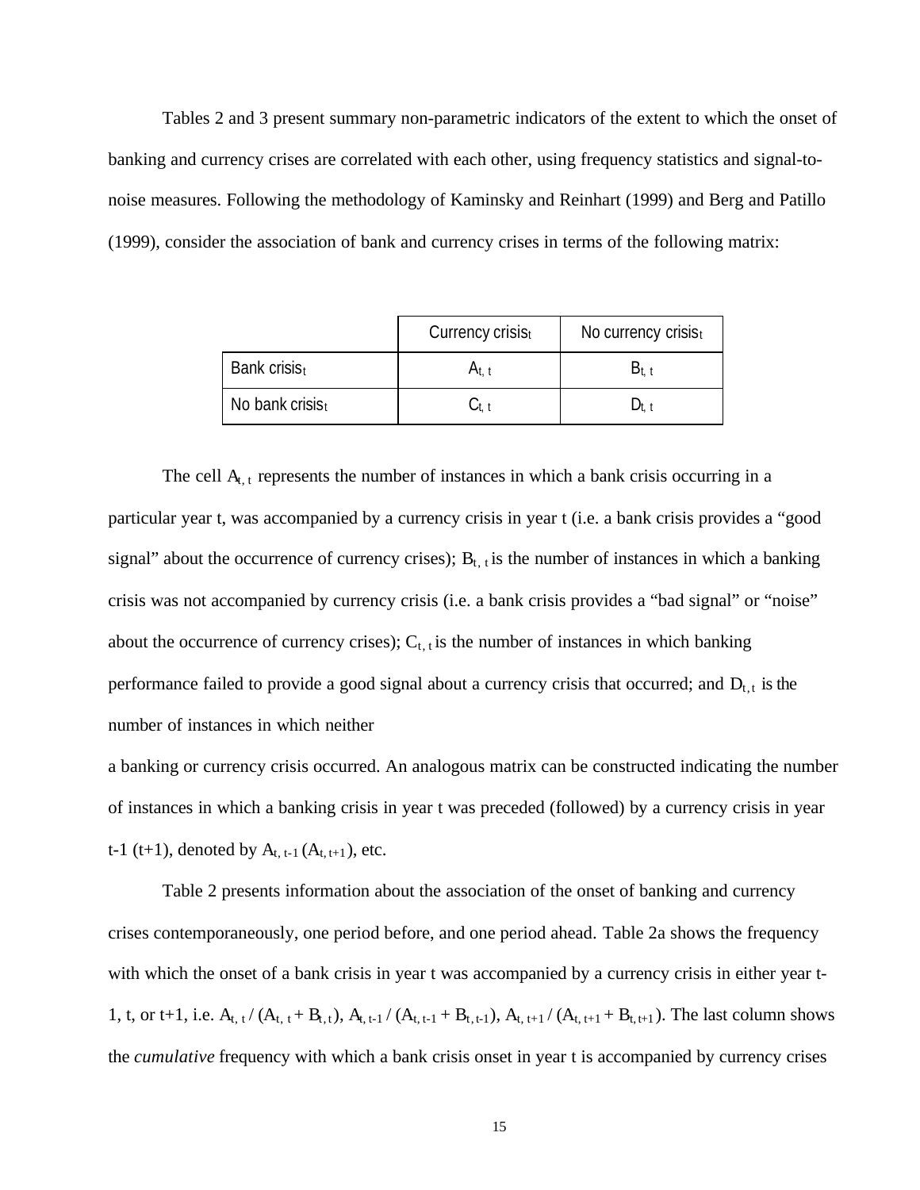Tables 2 and 3 present summary non-parametric indicators of the extent to which the onset of banking and currency crises are correlated with each other, using frequency statistics and signal-to-noise measures. Following the methodology of Kaminsky and Reinhart (1999) and Berg and Patillo (1999), consider the association of bank and currency crises in terms of the following matrix:

| | Currency $crisis_t$ | No currency $crisis_t$ |
|---|---|---|
| Bank $crisis_t$ | $A_{t,\,t}$ | $B_{t,\,t}$ |
| No bank $crisis_t$ | $C_{t,\,t}$ | $D_{t,\,t}$ |

The cell $A_{t,\,t}$ represents the number of instances in which a bank crisis occurring in a particular year t, was accompanied by a currency crisis in year t (i.e. a bank crisis provides a "good signal" about the occurrence of currency crises); $B_{t,\,t}$ is the number of instances in which a banking crisis was not accompanied by currency crisis (i.e. a bank crisis provides a "bad signal" or "noise" about the occurrence of currency crises); $C_{t,\,t}$ is the number of instances in which banking performance failed to provide a good signal about a currency crisis that occurred; and $D_{t,\,t}$ is the number of instances in which neither a banking or currency crisis occurred. An analogous matrix can be constructed indicating the number of instances in which a banking crisis in year t was preceded (followed) by a currency crisis in year t-1 (t+1), denoted by $A_{t,\,t-1}$ ($A_{t,\,t+1}$), etc.

Table 2 presents information about the association of the onset of banking and currency crises contemporaneously, one period before, and one period ahead. Table 2a shows the frequency with which the onset of a bank crisis in year t was accompanied by a currency crisis in either year t-1, t, or t+1, i.e. $A_{t,\,t} / (A_{t,\,t} + B_{t,\,t})$, $A_{t,\,t-1} / (A_{t,\,t-1} + B_{t,\,t-1})$, $A_{t,\,t+1} / (A_{t,\,t+1} + B_{t,\,t+1})$. The last column shows the *cumulative* frequency with which a bank crisis onset in year t is accompanied by currency crises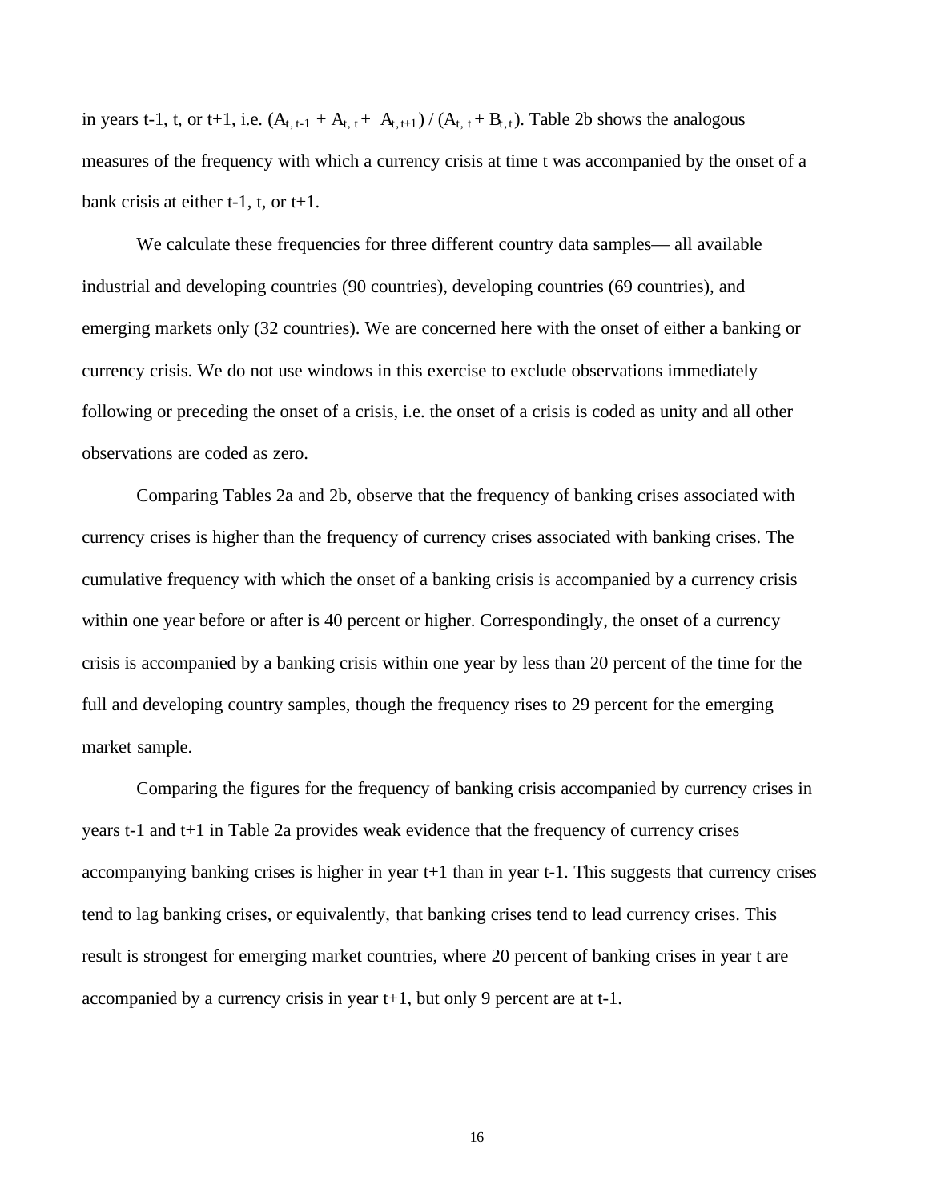in years t-1, t, or t+1, i.e. $(A_{t,t-1} + A_{t,t} + A_{t,t+1}) / (A_{t,t} + B_{t,t})$. Table 2b shows the analogous measures of the frequency with which a currency crisis at time t was accompanied by the onset of a bank crisis at either t-1, t, or t+1.

We calculate these frequencies for three different country data samples— all available industrial and developing countries (90 countries), developing countries (69 countries), and emerging markets only (32 countries). We are concerned here with the onset of either a banking or currency crisis. We do not use windows in this exercise to exclude observations immediately following or preceding the onset of a crisis, i.e. the onset of a crisis is coded as unity and all other observations are coded as zero.

Comparing Tables 2a and 2b, observe that the frequency of banking crises associated with currency crises is higher than the frequency of currency crises associated with banking crises. The cumulative frequency with which the onset of a banking crisis is accompanied by a currency crisis within one year before or after is 40 percent or higher. Correspondingly, the onset of a currency crisis is accompanied by a banking crisis within one year by less than 20 percent of the time for the full and developing country samples, though the frequency rises to 29 percent for the emerging market sample.

Comparing the figures for the frequency of banking crisis accompanied by currency crises in years t-1 and t+1 in Table 2a provides weak evidence that the frequency of currency crises accompanying banking crises is higher in year t+1 than in year t-1. This suggests that currency crises tend to lag banking crises, or equivalently, that banking crises tend to lead currency crises. This result is strongest for emerging market countries, where 20 percent of banking crises in year t are accompanied by a currency crisis in year t+1, but only 9 percent are at t-1.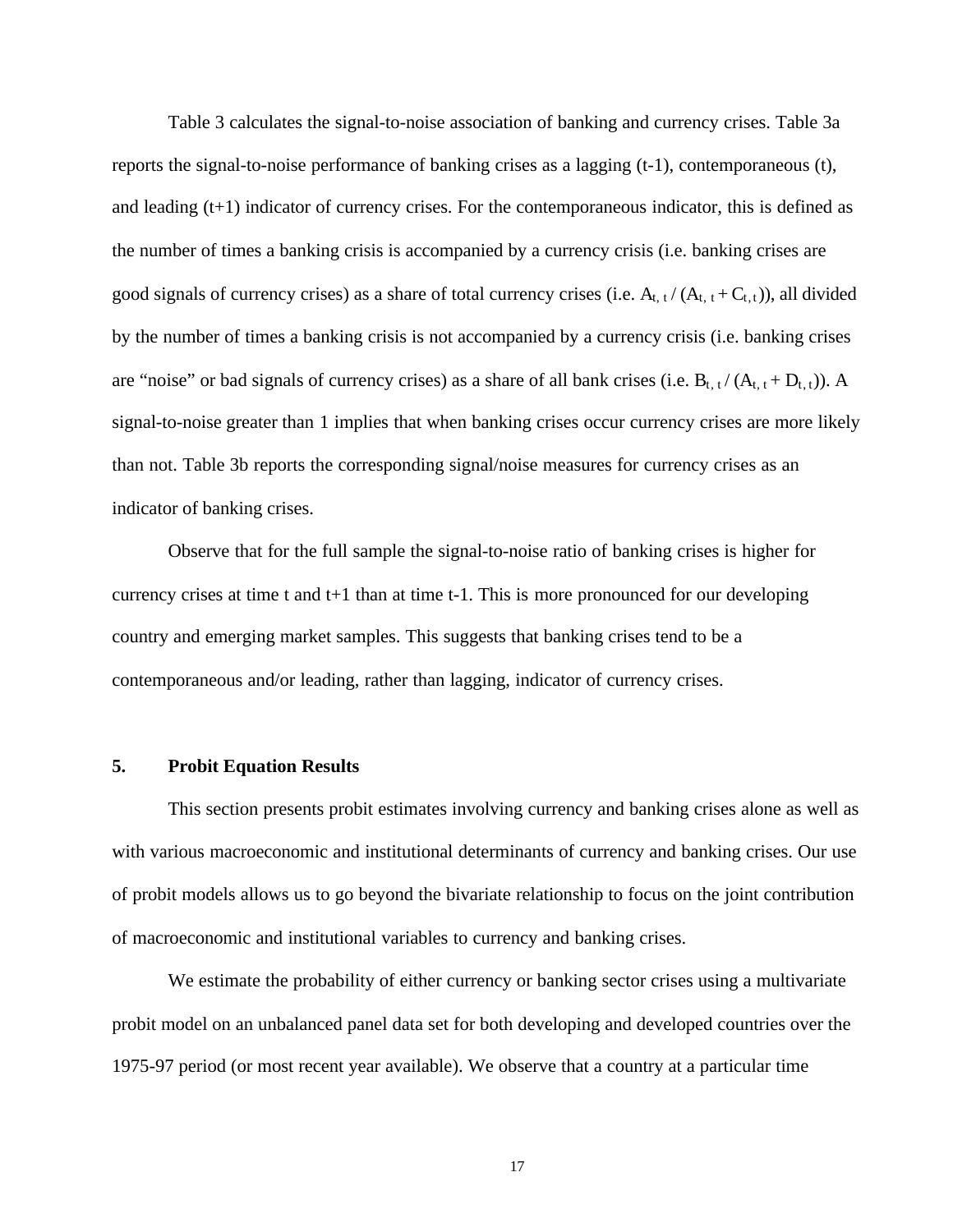Table 3 calculates the signal-to-noise association of banking and currency crises. Table 3a reports the signal-to-noise performance of banking crises as a lagging (t-1), contemporaneous (t), and leading (t+1) indicator of currency crises. For the contemporaneous indicator, this is defined as the number of times a banking crisis is accompanied by a currency crisis (i.e. banking crises are good signals of currency crises) as a share of total currency crises (i.e. $A_{t,t} / (A_{t,t} + C_{t,t})$), all divided by the number of times a banking crisis is not accompanied by a currency crisis (i.e. banking crises are "noise" or bad signals of currency crises) as a share of all bank crises (i.e. $B_{t,t} / (A_{t,t} + D_{t,t})$). A signal-to-noise greater than 1 implies that when banking crises occur currency crises are more likely than not. Table 3b reports the corresponding signal/noise measures for currency crises as an indicator of banking crises.

Observe that for the full sample the signal-to-noise ratio of banking crises is higher for currency crises at time t and t+1 than at time t-1. This is more pronounced for our developing country and emerging market samples. This suggests that banking crises tend to be a contemporaneous and/or leading, rather than lagging, indicator of currency crises.

## 5. Probit Equation Results

This section presents probit estimates involving currency and banking crises alone as well as with various macroeconomic and institutional determinants of currency and banking crises. Our use of probit models allows us to go beyond the bivariate relationship to focus on the joint contribution of macroeconomic and institutional variables to currency and banking crises.

We estimate the probability of either currency or banking sector crises using a multivariate probit model on an unbalanced panel data set for both developing and developed countries over the 1975-97 period (or most recent year available). We observe that a country at a particular time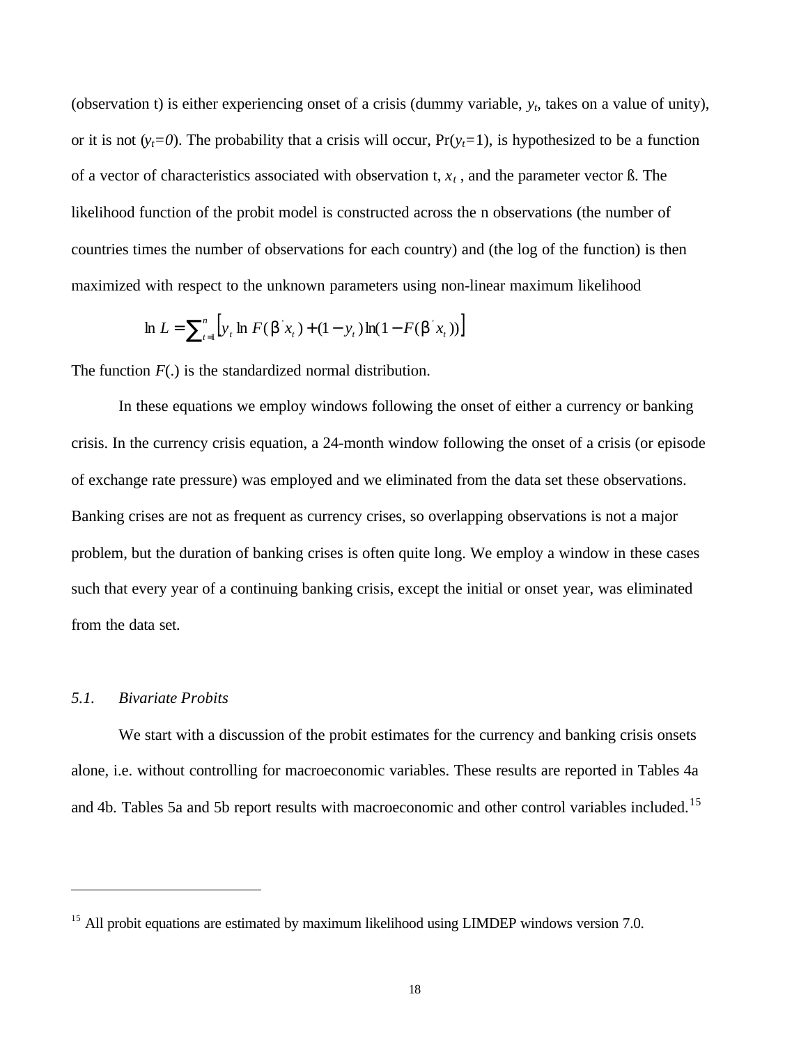(observation t) is either experiencing onset of a crisis (dummy variable, $y_t$, takes on a value of unity), or it is not ($y_t=0$). The probability that a crisis will occur, $\Pr(y_t=1)$, is hypothesized to be a function of a vector of characteristics associated with observation t, $x_t$ , and the parameter vector ß. The likelihood function of the probit model is constructed across the n observations (the number of countries times the number of observations for each country) and (the log of the function) is then maximized with respect to the unknown parameters using non-linear maximum likelihood

$$\ln L = \sum_{t=1}^{n} \left[ y_t \ln F(\beta' x_t) + (1 - y_t) \ln(1 - F(\beta' x_t)) \right]$$

The function $F(.)$ is the standardized normal distribution.

In these equations we employ windows following the onset of either a currency or banking crisis. In the currency crisis equation, a 24-month window following the onset of a crisis (or episode of exchange rate pressure) was employed and we eliminated from the data set these observations. Banking crises are not as frequent as currency crises, so overlapping observations is not a major problem, but the duration of banking crises is often quite long. We employ a window in these cases such that every year of a continuing banking crisis, except the initial or onset year, was eliminated from the data set.

### *5.1. Bivariate Probits*

We start with a discussion of the probit estimates for the currency and banking crisis onsets alone, i.e. without controlling for macroeconomic variables. These results are reported in Tables 4a and 4b. Tables 5a and 5b report results with macroeconomic and other control variables included.[15]

[15] All probit equations are estimated by maximum likelihood using LIMDEP windows version 7.0.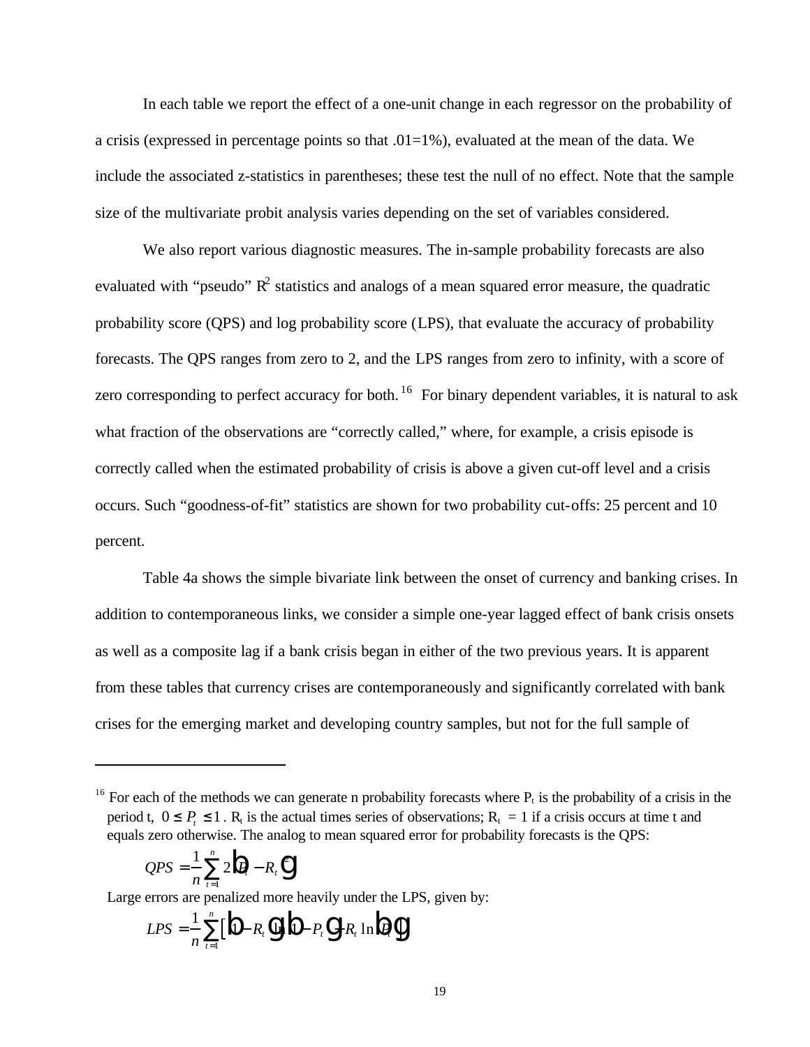In each table we report the effect of a one-unit change in each regressor on the probability of a crisis (expressed in percentage points so that .01=1%), evaluated at the mean of the data. We include the associated z-statistics in parentheses; these test the null of no effect. Note that the sample size of the multivariate probit analysis varies depending on the set of variables considered.

We also report various diagnostic measures. The in-sample probability forecasts are also evaluated with "pseudo" $R^2$ statistics and analogs of a mean squared error measure, the quadratic probability score (QPS) and log probability score (LPS), that evaluate the accuracy of probability forecasts. The QPS ranges from zero to 2, and the LPS ranges from zero to infinity, with a score of zero corresponding to perfect accuracy for both.[16] For binary dependent variables, it is natural to ask what fraction of the observations are "correctly called," where, for example, a crisis episode is correctly called when the estimated probability of crisis is above a given cut-off level and a crisis occurs. Such "goodness-of-fit" statistics are shown for two probability cut-offs: 25 percent and 10 percent.

Table 4a shows the simple bivariate link between the onset of currency and banking crises. In addition to contemporaneous links, we consider a simple one-year lagged effect of bank crisis onsets as well as a composite lag if a bank crisis began in either of the two previous years. It is apparent from these tables that currency crises are contemporaneously and significantly correlated with bank crises for the emerging market and developing country samples, but not for the full sample of

---

[16] For each of the methods we can generate n probability forecasts where $P_t$ is the probability of a crisis in the period t, $0 \leq P_t \leq 1$. $R_t$ is the actual times series of observations; $R_t = 1$ if a crisis occurs at time t and equals zero otherwise. The analog to mean squared error for probability forecasts is the QPS:

$$QPS = \frac{1}{n}\sum_{t=1}^{n} 2\left(P_t - R_t\right)^2$$

Large errors are penalized more heavily under the LPS, given by:

$$LPS = \frac{1}{n}\sum_{t=1}^{n} \left[\left(1 - R_t\right)\ln\left(1 - P_t\right) + R_t \ln\left(P_t\right)\right]$$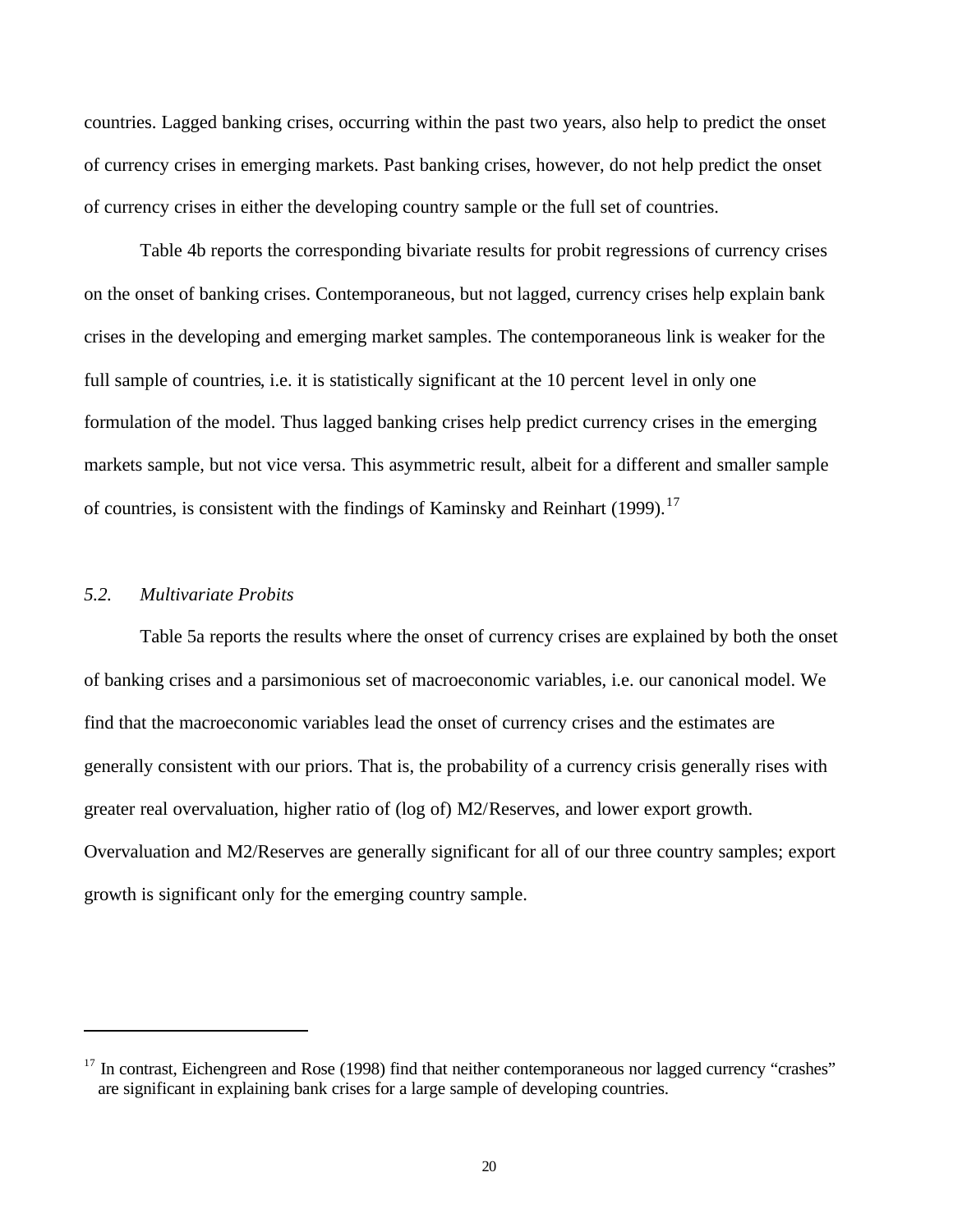countries. Lagged banking crises, occurring within the past two years, also help to predict the onset of currency crises in emerging markets. Past banking crises, however, do not help predict the onset of currency crises in either the developing country sample or the full set of countries.

Table 4b reports the corresponding bivariate results for probit regressions of currency crises on the onset of banking crises. Contemporaneous, but not lagged, currency crises help explain bank crises in the developing and emerging market samples. The contemporaneous link is weaker for the full sample of countries, i.e. it is statistically significant at the 10 percent level in only one formulation of the model. Thus lagged banking crises help predict currency crises in the emerging markets sample, but not vice versa. This asymmetric result, albeit for a different and smaller sample of countries, is consistent with the findings of Kaminsky and Reinhart (1999).[17]

### *5.2. Multivariate Probits*

Table 5a reports the results where the onset of currency crises are explained by both the onset of banking crises and a parsimonious set of macroeconomic variables, i.e. our canonical model. We find that the macroeconomic variables lead the onset of currency crises and the estimates are generally consistent with our priors. That is, the probability of a currency crisis generally rises with greater real overvaluation, higher ratio of (log of) M2/Reserves, and lower export growth. Overvaluation and M2/Reserves are generally significant for all of our three country samples; export growth is significant only for the emerging country sample.

---

[17] In contrast, Eichengreen and Rose (1998) find that neither contemporaneous nor lagged currency "crashes" are significant in explaining bank crises for a large sample of developing countries.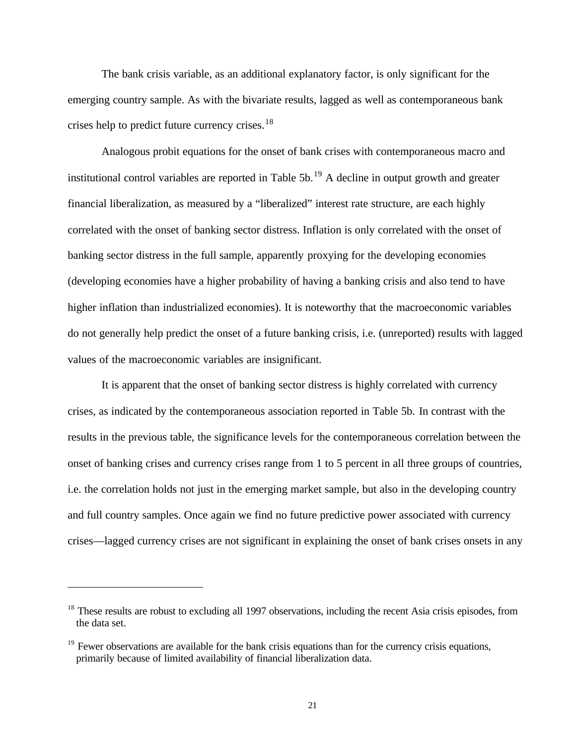The bank crisis variable, as an additional explanatory factor, is only significant for the emerging country sample. As with the bivariate results, lagged as well as contemporaneous bank crises help to predict future currency crises.[18]

Analogous probit equations for the onset of bank crises with contemporaneous macro and institutional control variables are reported in Table 5b.[19] A decline in output growth and greater financial liberalization, as measured by a "liberalized" interest rate structure, are each highly correlated with the onset of banking sector distress. Inflation is only correlated with the onset of banking sector distress in the full sample, apparently proxying for the developing economies (developing economies have a higher probability of having a banking crisis and also tend to have higher inflation than industrialized economies). It is noteworthy that the macroeconomic variables do not generally help predict the onset of a future banking crisis, i.e. (unreported) results with lagged values of the macroeconomic variables are insignificant.

It is apparent that the onset of banking sector distress is highly correlated with currency crises, as indicated by the contemporaneous association reported in Table 5b. In contrast with the results in the previous table, the significance levels for the contemporaneous correlation between the onset of banking crises and currency crises range from 1 to 5 percent in all three groups of countries, i.e. the correlation holds not just in the emerging market sample, but also in the developing country and full country samples. Once again we find no future predictive power associated with currency crises—lagged currency crises are not significant in explaining the onset of bank crises onsets in any

---

[18] These results are robust to excluding all 1997 observations, including the recent Asia crisis episodes, from the data set.

[19] Fewer observations are available for the bank crisis equations than for the currency crisis equations, primarily because of limited availability of financial liberalization data.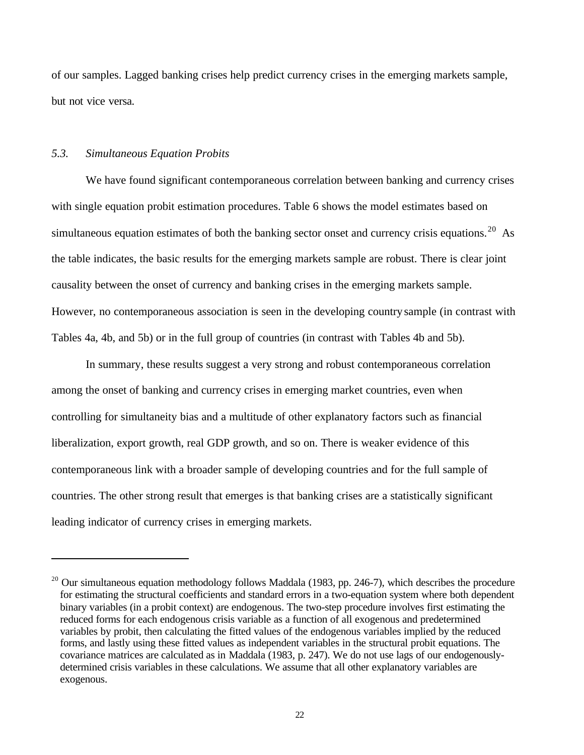of our samples. Lagged banking crises help predict currency crises in the emerging markets sample, but not vice versa.

### *5.3. Simultaneous Equation Probits*

We have found significant contemporaneous correlation between banking and currency crises with single equation probit estimation procedures. Table 6 shows the model estimates based on simultaneous equation estimates of both the banking sector onset and currency crisis equations.[20] As the table indicates, the basic results for the emerging markets sample are robust. There is clear joint causality between the onset of currency and banking crises in the emerging markets sample. However, no contemporaneous association is seen in the developing country sample (in contrast with Tables 4a, 4b, and 5b) or in the full group of countries (in contrast with Tables 4b and 5b).

In summary, these results suggest a very strong and robust contemporaneous correlation among the onset of banking and currency crises in emerging market countries, even when controlling for simultaneity bias and a multitude of other explanatory factors such as financial liberalization, export growth, real GDP growth, and so on. There is weaker evidence of this contemporaneous link with a broader sample of developing countries and for the full sample of countries. The other strong result that emerges is that banking crises are a statistically significant leading indicator of currency crises in emerging markets.

---

[20] Our simultaneous equation methodology follows Maddala (1983, pp. 246-7), which describes the procedure for estimating the structural coefficients and standard errors in a two-equation system where both dependent binary variables (in a probit context) are endogenous. The two-step procedure involves first estimating the reduced forms for each endogenous crisis variable as a function of all exogenous and predetermined variables by probit, then calculating the fitted values of the endogenous variables implied by the reduced forms, and lastly using these fitted values as independent variables in the structural probit equations. The covariance matrices are calculated as in Maddala (1983, p. 247). We do not use lags of our endogenously-determined crisis variables in these calculations. We assume that all other explanatory variables are exogenous.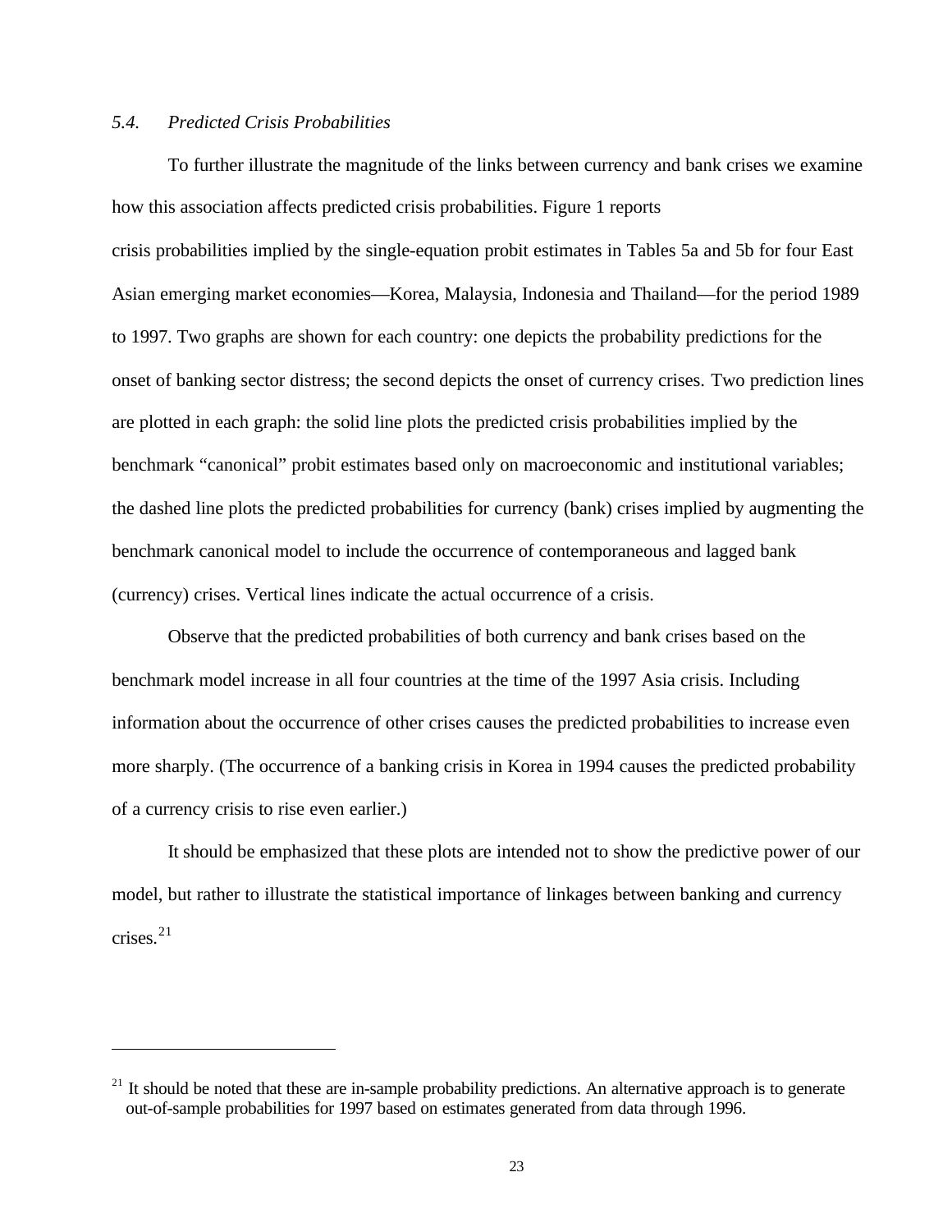### *5.4. Predicted Crisis Probabilities*

To further illustrate the magnitude of the links between currency and bank crises we examine how this association affects predicted crisis probabilities. Figure 1 reports crisis probabilities implied by the single-equation probit estimates in Tables 5a and 5b for four East Asian emerging market economies—Korea, Malaysia, Indonesia and Thailand—for the period 1989 to 1997. Two graphs are shown for each country: one depicts the probability predictions for the onset of banking sector distress; the second depicts the onset of currency crises. Two prediction lines are plotted in each graph: the solid line plots the predicted crisis probabilities implied by the benchmark "canonical" probit estimates based only on macroeconomic and institutional variables; the dashed line plots the predicted probabilities for currency (bank) crises implied by augmenting the benchmark canonical model to include the occurrence of contemporaneous and lagged bank (currency) crises. Vertical lines indicate the actual occurrence of a crisis.

Observe that the predicted probabilities of both currency and bank crises based on the benchmark model increase in all four countries at the time of the 1997 Asia crisis. Including information about the occurrence of other crises causes the predicted probabilities to increase even more sharply. (The occurrence of a banking crisis in Korea in 1994 causes the predicted probability of a currency crisis to rise even earlier.)

It should be emphasized that these plots are intended not to show the predictive power of our model, but rather to illustrate the statistical importance of linkages between banking and currency crises.[21]

---

[21] It should be noted that these are in-sample probability predictions. An alternative approach is to generate out-of-sample probabilities for 1997 based on estimates generated from data through 1996.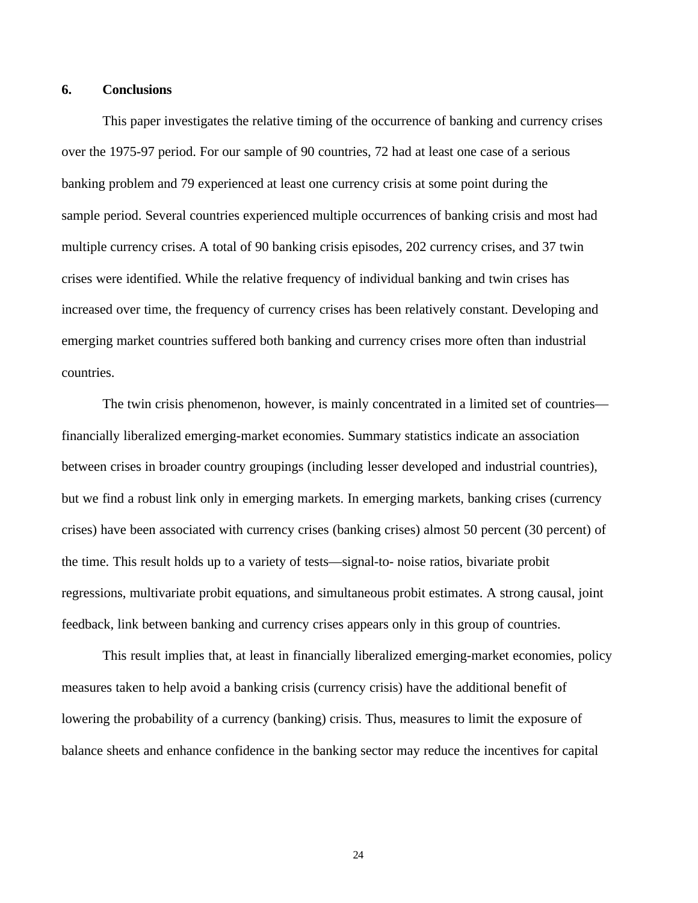## 6. Conclusions

This paper investigates the relative timing of the occurrence of banking and currency crises over the 1975-97 period. For our sample of 90 countries, 72 had at least one case of a serious banking problem and 79 experienced at least one currency crisis at some point during the sample period. Several countries experienced multiple occurrences of banking crisis and most had multiple currency crises. A total of 90 banking crisis episodes, 202 currency crises, and 37 twin crises were identified. While the relative frequency of individual banking and twin crises has increased over time, the frequency of currency crises has been relatively constant. Developing and emerging market countries suffered both banking and currency crises more often than industrial countries.

The twin crisis phenomenon, however, is mainly concentrated in a limited set of countries—financially liberalized emerging-market economies. Summary statistics indicate an association between crises in broader country groupings (including lesser developed and industrial countries), but we find a robust link only in emerging markets. In emerging markets, banking crises (currency crises) have been associated with currency crises (banking crises) almost 50 percent (30 percent) of the time. This result holds up to a variety of tests—signal-to- noise ratios, bivariate probit regressions, multivariate probit equations, and simultaneous probit estimates. A strong causal, joint feedback, link between banking and currency crises appears only in this group of countries.

This result implies that, at least in financially liberalized emerging-market economies, policy measures taken to help avoid a banking crisis (currency crisis) have the additional benefit of lowering the probability of a currency (banking) crisis. Thus, measures to limit the exposure of balance sheets and enhance confidence in the banking sector may reduce the incentives for capital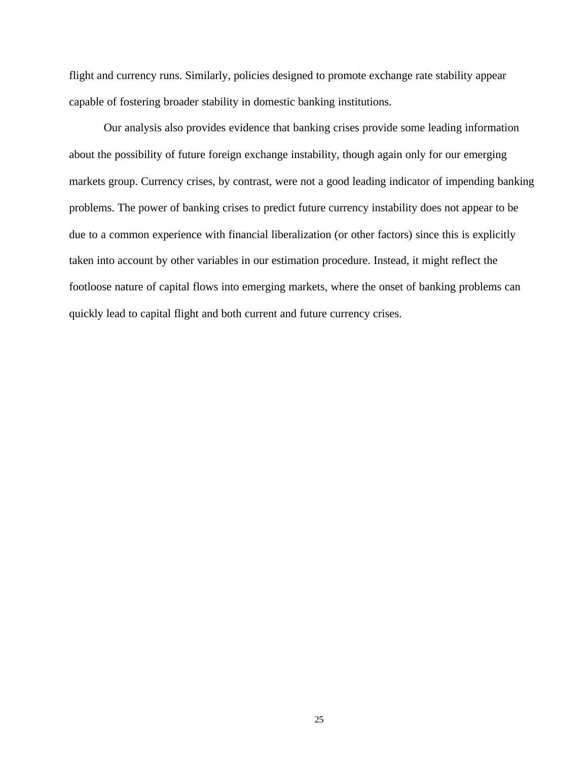flight and currency runs. Similarly, policies designed to promote exchange rate stability appear capable of fostering broader stability in domestic banking institutions.

Our analysis also provides evidence that banking crises provide some leading information about the possibility of future foreign exchange instability, though again only for our emerging markets group. Currency crises, by contrast, were not a good leading indicator of impending banking problems. The power of banking crises to predict future currency instability does not appear to be due to a common experience with financial liberalization (or other factors) since this is explicitly taken into account by other variables in our estimation procedure. Instead, it might reflect the footloose nature of capital flows into emerging markets, where the onset of banking problems can quickly lead to capital flight and both current and future currency crises.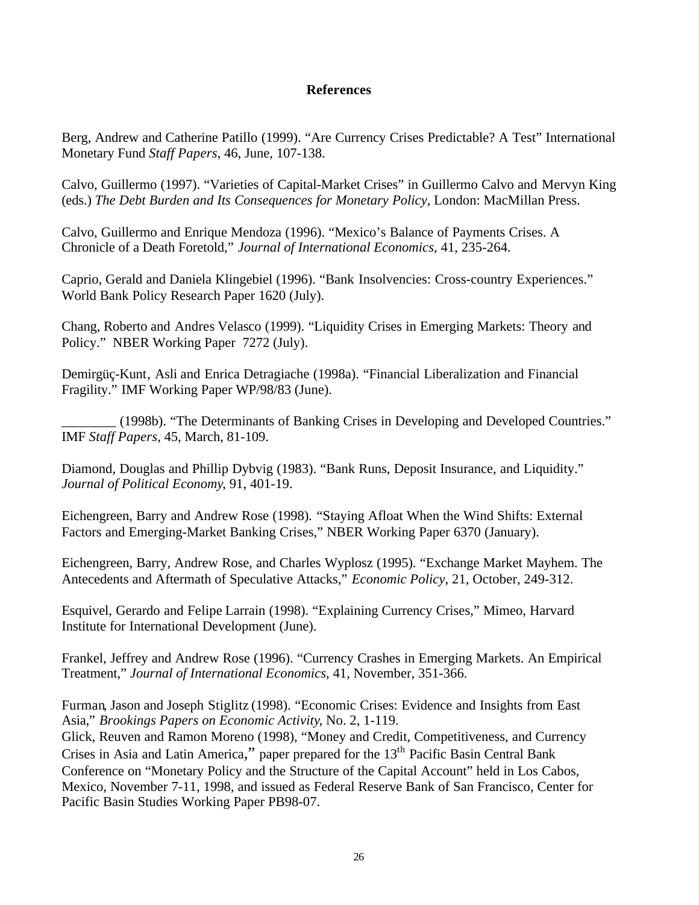**References**

Berg, Andrew and Catherine Patillo (1999). "Are Currency Crises Predictable? A Test" International Monetary Fund *Staff Papers*, 46, June, 107-138.

Calvo, Guillermo (1997). "Varieties of Capital-Market Crises" in Guillermo Calvo and Mervyn King (eds.) *The Debt Burden and Its Consequences for Monetary Policy*, London: MacMillan Press.

Calvo, Guillermo and Enrique Mendoza (1996). "Mexico's Balance of Payments Crises. A Chronicle of a Death Foretold," *Journal of International Economics*, 41, 235-264.

Caprio, Gerald and Daniela Klingebiel (1996). "Bank Insolvencies: Cross-country Experiences." World Bank Policy Research Paper 1620 (July).

Chang, Roberto and Andres Velasco (1999). "Liquidity Crises in Emerging Markets: Theory and Policy." NBER Working Paper 7272 (July).

Demirgüç-Kunt, Asli and Enrica Detragiache (1998a). "Financial Liberalization and Financial Fragility." IMF Working Paper WP/98/83 (June).

________ (1998b). "The Determinants of Banking Crises in Developing and Developed Countries." IMF *Staff Papers*, 45, March, 81-109.

Diamond, Douglas and Phillip Dybvig (1983). "Bank Runs, Deposit Insurance, and Liquidity." *Journal of Political Economy*, 91, 401-19.

Eichengreen, Barry and Andrew Rose (1998). "Staying Afloat When the Wind Shifts: External Factors and Emerging-Market Banking Crises," NBER Working Paper 6370 (January).

Eichengreen, Barry, Andrew Rose, and Charles Wyplosz (1995). "Exchange Market Mayhem. The Antecedents and Aftermath of Speculative Attacks," *Economic Policy*, 21, October, 249-312.

Esquivel, Gerardo and Felipe Larrain (1998). "Explaining Currency Crises," Mimeo, Harvard Institute for International Development (June).

Frankel, Jeffrey and Andrew Rose (1996). "Currency Crashes in Emerging Markets. An Empirical Treatment," *Journal of International Economics*, 41, November, 351-366.

Furman, Jason and Joseph Stiglitz (1998). "Economic Crises: Evidence and Insights from East Asia," *Brookings Papers on Economic Activity*, No. 2, 1-119.

Glick, Reuven and Ramon Moreno (1998), "Money and Credit, Competitiveness, and Currency Crises in Asia and Latin America," paper prepared for the 13th Pacific Basin Central Bank Conference on "Monetary Policy and the Structure of the Capital Account" held in Los Cabos, Mexico, November 7-11, 1998, and issued as Federal Reserve Bank of San Francisco, Center for Pacific Basin Studies Working Paper PB98-07.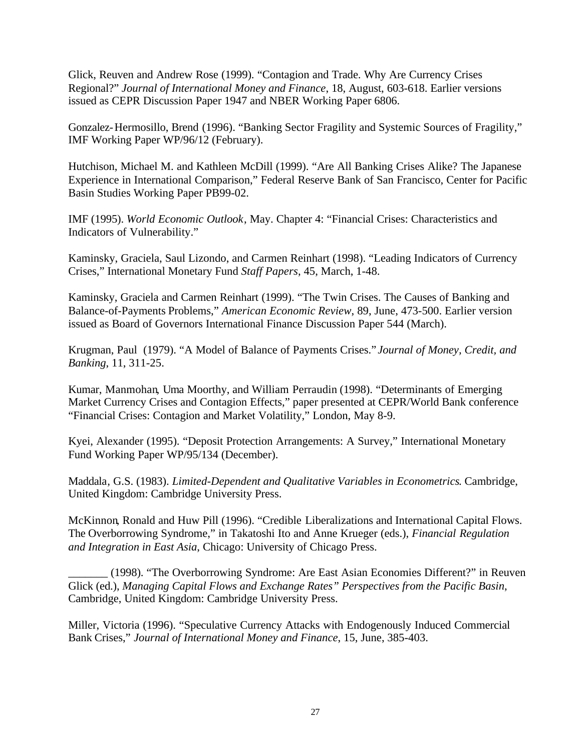Glick, Reuven and Andrew Rose (1999). "Contagion and Trade. Why Are Currency Crises Regional?" *Journal of International Money and Finance*, 18, August, 603-618. Earlier versions issued as CEPR Discussion Paper 1947 and NBER Working Paper 6806.

Gonzalez-Hermosillo, Brend (1996). "Banking Sector Fragility and Systemic Sources of Fragility," IMF Working Paper WP/96/12 (February).

Hutchison, Michael M. and Kathleen McDill (1999). "Are All Banking Crises Alike? The Japanese Experience in International Comparison," Federal Reserve Bank of San Francisco, Center for Pacific Basin Studies Working Paper PB99-02.

IMF (1995). *World Economic Outlook*, May. Chapter 4: "Financial Crises: Characteristics and Indicators of Vulnerability."

Kaminsky, Graciela, Saul Lizondo, and Carmen Reinhart (1998). "Leading Indicators of Currency Crises," International Monetary Fund *Staff Papers*, 45, March, 1-48.

Kaminsky, Graciela and Carmen Reinhart (1999). "The Twin Crises. The Causes of Banking and Balance-of-Payments Problems," *American Economic Review*, 89, June, 473-500. Earlier version issued as Board of Governors International Finance Discussion Paper 544 (March).

Krugman, Paul (1979). "A Model of Balance of Payments Crises." *Journal of Money, Credit, and Banking*, 11, 311-25.

Kumar, Manmohan, Uma Moorthy, and William Perraudin (1998). "Determinants of Emerging Market Currency Crises and Contagion Effects," paper presented at CEPR/World Bank conference "Financial Crises: Contagion and Market Volatility," London, May 8-9.

Kyei, Alexander (1995). "Deposit Protection Arrangements: A Survey," International Monetary Fund Working Paper WP/95/134 (December).

Maddala, G.S. (1983). *Limited-Dependent and Qualitative Variables in Econometrics*. Cambridge, United Kingdom: Cambridge University Press.

McKinnon, Ronald and Huw Pill (1996). "Credible Liberalizations and International Capital Flows. The Overborrowing Syndrome," in Takatoshi Ito and Anne Krueger (eds.), *Financial Regulation and Integration in East Asia*, Chicago: University of Chicago Press.

_______ (1998). "The Overborrowing Syndrome: Are East Asian Economies Different?" in Reuven Glick (ed.), *Managing Capital Flows and Exchange Rates" Perspectives from the Pacific Basin*, Cambridge, United Kingdom: Cambridge University Press.

Miller, Victoria (1996). "Speculative Currency Attacks with Endogenously Induced Commercial Bank Crises," *Journal of International Money and Finance*, 15, June, 385-403.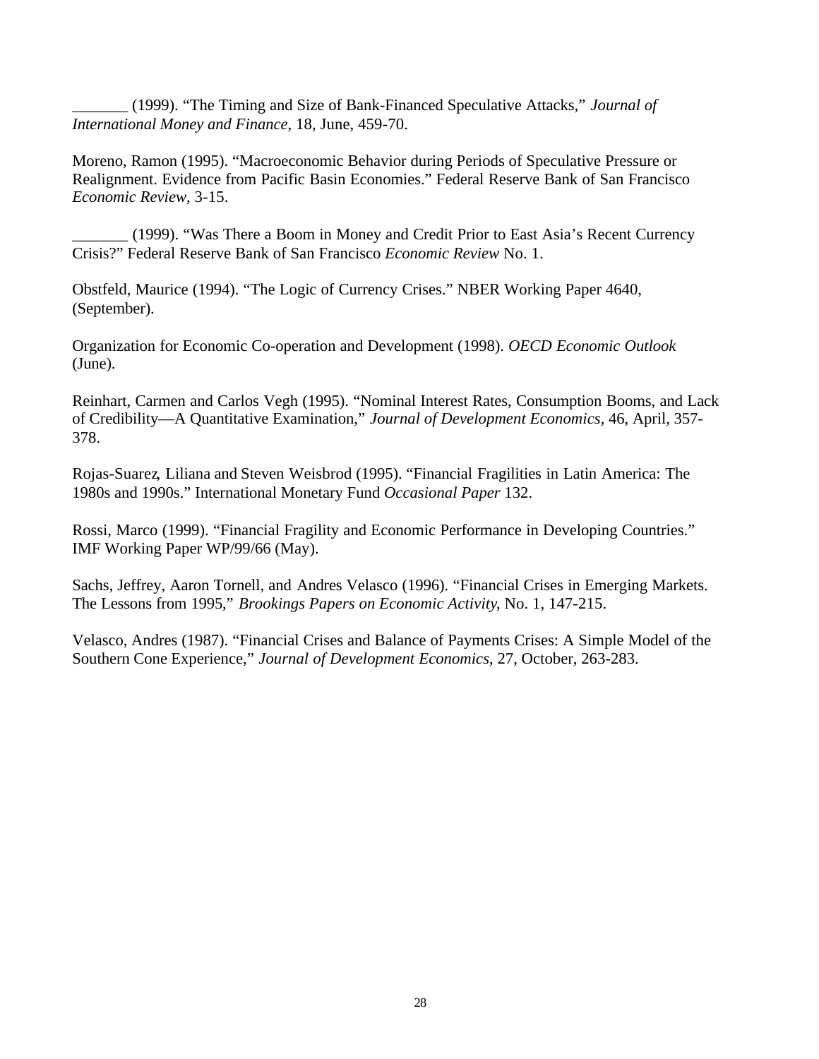_______ (1999). "The Timing and Size of Bank-Financed Speculative Attacks," *Journal of International Money and Finance*, 18, June, 459-70.

Moreno, Ramon (1995). "Macroeconomic Behavior during Periods of Speculative Pressure or Realignment. Evidence from Pacific Basin Economies." Federal Reserve Bank of San Francisco *Economic Review*, 3-15.

_______ (1999). "Was There a Boom in Money and Credit Prior to East Asia's Recent Currency Crisis?" Federal Reserve Bank of San Francisco *Economic Review* No. 1.

Obstfeld, Maurice (1994). "The Logic of Currency Crises." NBER Working Paper 4640, (September).

Organization for Economic Co-operation and Development (1998). *OECD Economic Outlook* (June).

Reinhart, Carmen and Carlos Vegh (1995). "Nominal Interest Rates, Consumption Booms, and Lack of Credibility—A Quantitative Examination," *Journal of Development Economics*, 46, April, 357-378.

Rojas-Suarez, Liliana and Steven Weisbrod (1995). "Financial Fragilities in Latin America: The 1980s and 1990s." International Monetary Fund *Occasional Paper* 132.

Rossi, Marco (1999). "Financial Fragility and Economic Performance in Developing Countries." IMF Working Paper WP/99/66 (May).

Sachs, Jeffrey, Aaron Tornell, and Andres Velasco (1996). "Financial Crises in Emerging Markets. The Lessons from 1995," *Brookings Papers on Economic Activity*, No. 1, 147-215.

Velasco, Andres (1987). "Financial Crises and Balance of Payments Crises: A Simple Model of the Southern Cone Experience," *Journal of Development Economics*, 27, October, 263-283.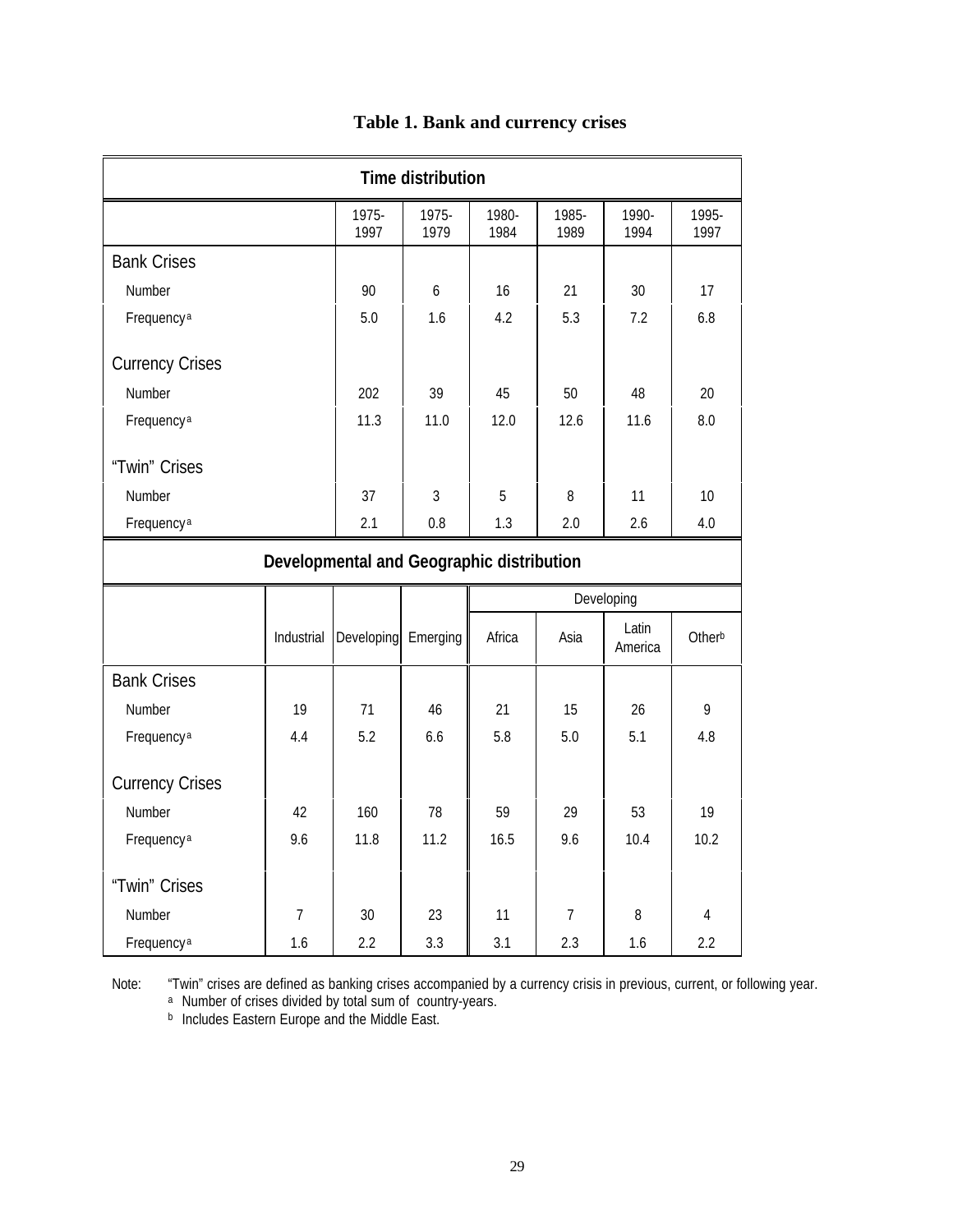**Table 1. Bank and currency crises**

| Time distribution | | | | | | |
|---|---|---|---|---|---|---|
| | 1975-1997 | 1975-1979 | 1980-1984 | 1985-1989 | 1990-1994 | 1995-1997 |
| **Bank Crises** | | | | | | |
| Number | 90 | 6 | 16 | 21 | 30 | 17 |
| Frequency[a] | 5.0 | 1.6 | 4.2 | 5.3 | 7.2 | 6.8 |
| **Currency Crises** | | | | | | |
| Number | 202 | 39 | 45 | 50 | 48 | 20 |
| Frequency[a] | 11.3 | 11.0 | 12.0 | 12.6 | 11.6 | 8.0 |
| **"Twin" Crises** | | | | | | |
| Number | 37 | 3 | 5 | 8 | 11 | 10 |
| Frequency[a] | 2.1 | 0.8 | 1.3 | 2.0 | 2.6 | 4.0 |

| Developmental and Geographic distribution | | | | | | | |
|---|---|---|---|---|---|---|---|
| | | | | Developing | | | |
| | Industrial | Developing | Emerging | Africa | Asia | Latin America | Other[b] |
| **Bank Crises** | | | | | | | |
| Number | 19 | 71 | 46 | 21 | 15 | 26 | 9 |
| Frequency[a] | 4.4 | 5.2 | 6.6 | 5.8 | 5.0 | 5.1 | 4.8 |
| **Currency Crises** | | | | | | | |
| Number | 42 | 160 | 78 | 59 | 29 | 53 | 19 |
| Frequency[a] | 9.6 | 11.8 | 11.2 | 16.5 | 9.6 | 10.4 | 10.2 |
| **"Twin" Crises** | | | | | | | |
| Number | 7 | 30 | 23 | 11 | 7 | 8 | 4 |
| Frequency[a] | 1.6 | 2.2 | 3.3 | 3.1 | 2.3 | 1.6 | 2.2 |

Note: "Twin" crises are defined as banking crises accompanied by a currency crisis in previous, current, or following year.
[a] Number of crises divided by total sum of country-years.
[b] Includes Eastern Europe and the Middle East.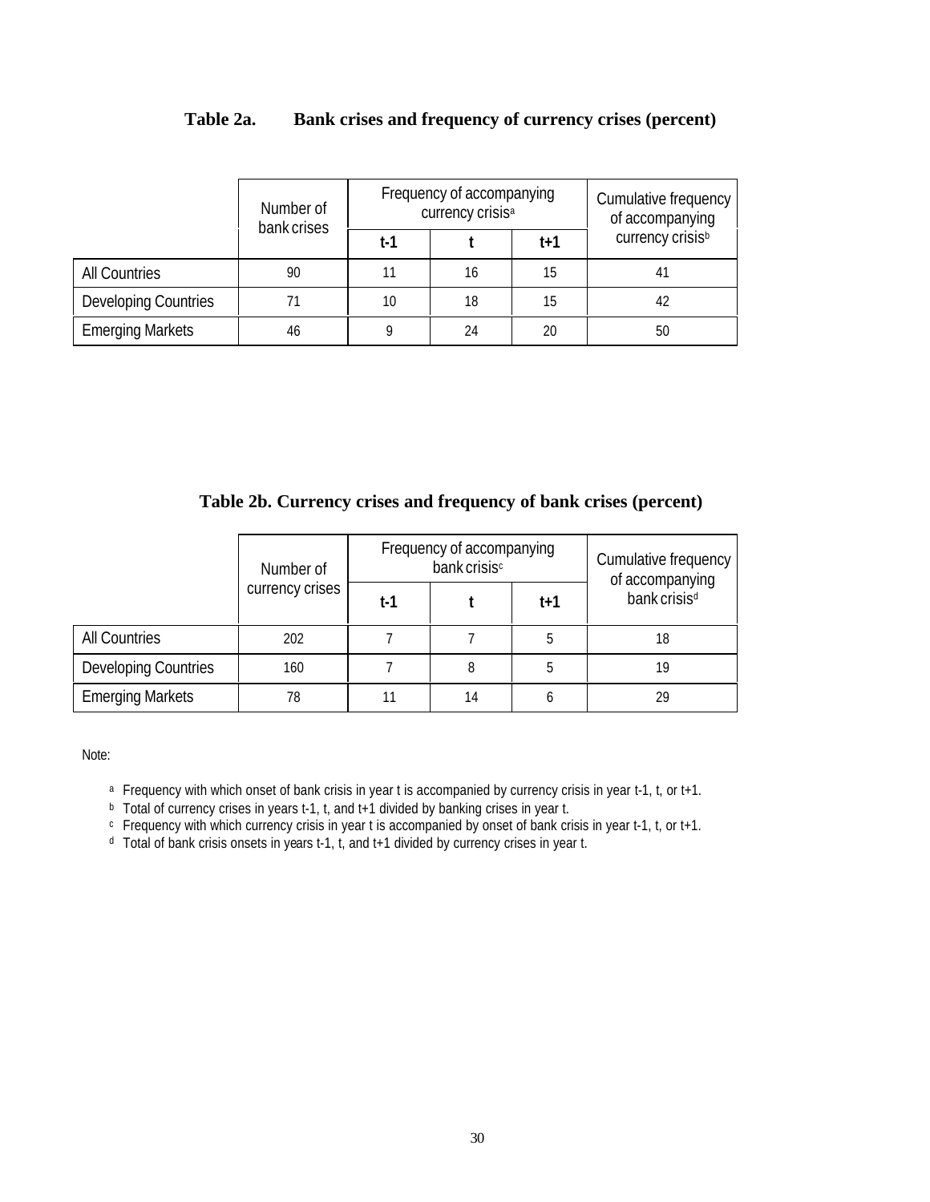**Table 2a. Bank crises and frequency of currency crises (percent)**

| | Number of bank crises | Frequency of accompanying currency crisis[a] | | | Cumulative frequency of accompanying currency crisis[b] |
|---|---|---|---|---|---|
| | | t-1 | t | t+1 | |
| All Countries | 90 | 11 | 16 | 15 | 41 |
| Developing Countries | 71 | 10 | 18 | 15 | 42 |
| Emerging Markets | 46 | 9 | 24 | 20 | 50 |

**Table 2b. Currency crises and frequency of bank crises (percent)**

| | Number of currency crises | Frequency of accompanying bank crisis[c] | | | Cumulative frequency of accompanying bank crisis[d] |
|---|---|---|---|---|---|
| | | t-1 | t | t+1 | |
| All Countries | 202 | 7 | 7 | 5 | 18 |
| Developing Countries | 160 | 7 | 8 | 5 | 19 |
| Emerging Markets | 78 | 11 | 14 | 6 | 29 |

Note:

[a] Frequency with which onset of bank crisis in year t is accompanied by currency crisis in year t-1, t, or t+1.
[b] Total of currency crises in years t-1, t, and t+1 divided by banking crises in year t.
[c] Frequency with which currency crisis in year t is accompanied by onset of bank crisis in year t-1, t, or t+1.
[d] Total of bank crisis onsets in years t-1, t, and t+1 divided by currency crises in year t.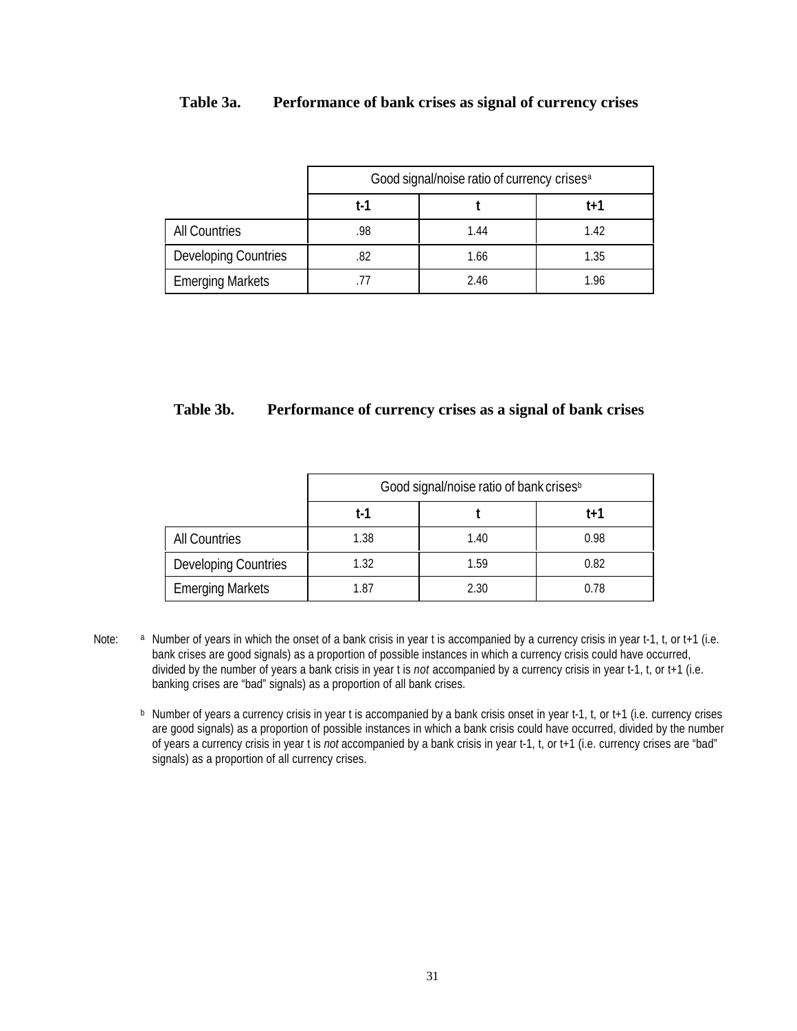**Table 3a. Performance of bank crises as signal of currency crises**

| | Good signal/noise ratio of currency crises[a] | | |
|---|---|---|---|
| | t-1 | t | t+1 |
| All Countries | .98 | 1.44 | 1.42 |
| Developing Countries | .82 | 1.66 | 1.35 |
| Emerging Markets | .77 | 2.46 | 1.96 |

**Table 3b. Performance of currency crises as a signal of bank crises**

| | Good signal/noise ratio of bank crises[b] | | |
|---|---|---|---|
| | t-1 | t | t+1 |
| All Countries | 1.38 | 1.40 | 0.98 |
| Developing Countries | 1.32 | 1.59 | 0.82 |
| Emerging Markets | 1.87 | 2.30 | 0.78 |

Note: [a] Number of years in which the onset of a bank crisis in year t is accompanied by a currency crisis in year t-1, t, or t+1 (i.e. bank crises are good signals) as a proportion of possible instances in which a currency crisis could have occurred, divided by the number of years a bank crisis in year t is *not* accompanied by a currency crisis in year t-1, t, or t+1 (i.e. banking crises are "bad" signals) as a proportion of all bank crises.

[b] Number of years a currency crisis in year t is accompanied by a bank crisis onset in year t-1, t, or t+1 (i.e. currency crises are good signals) as a proportion of possible instances in which a bank crisis could have occurred, divided by the number of years a currency crisis in year t is *not* accompanied by a bank crisis in year t-1, t, or t+1 (i.e. currency crises are "bad" signals) as a proportion of all currency crises.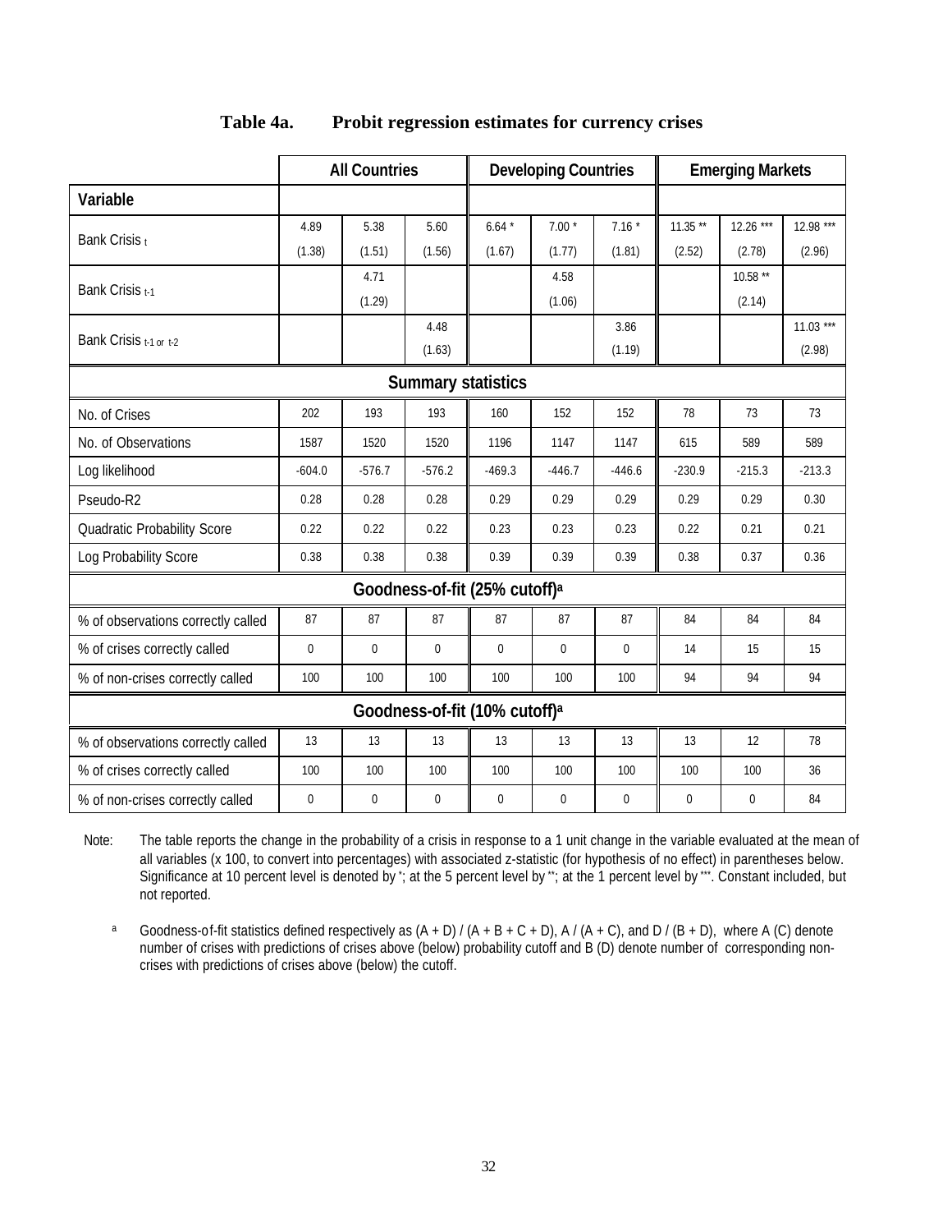**Table 4a. Probit regression estimates for currency crises**

| | All Countries | | | Developing Countries | | | Emerging Markets | | |
|---|---|---|---|---|---|---|---|---|---|
| **Variable** | | | | | | | | | |
| Bank Crisis $_t$ | 4.89 (1.38) | 5.38 (1.51) | 5.60 (1.56) | 6.64 * (1.67) | 7.00 * (1.77) | 7.16 * (1.81) | 11.35 ** (2.52) | 12.26 *** (2.78) | 12.98 *** (2.96) |
| Bank Crisis $_{t-1}$ | | 4.71 (1.29) | | | 4.58 (1.06) | | | 10.58 ** (2.14) | |
| Bank Crisis $_{t-1 \text{ or } t-2}$ | | | 4.48 (1.63) | | | 3.86 (1.19) | | | 11.03 *** (2.98) |
| **Summary statistics** | | | | | | | | | |
| No. of Crises | 202 | 193 | 193 | 160 | 152 | 152 | 78 | 73 | 73 |
| No. of Observations | 1587 | 1520 | 1520 | 1196 | 1147 | 1147 | 615 | 589 | 589 |
| Log likelihood | -604.0 | -576.7 | -576.2 | -469.3 | -446.7 | -446.6 | -230.9 | -215.3 | -213.3 |
| Pseudo-R2 | 0.28 | 0.28 | 0.28 | 0.29 | 0.29 | 0.29 | 0.29 | 0.29 | 0.30 |
| Quadratic Probability Score | 0.22 | 0.22 | 0.22 | 0.23 | 0.23 | 0.23 | 0.22 | 0.21 | 0.21 |
| Log Probability Score | 0.38 | 0.38 | 0.38 | 0.39 | 0.39 | 0.39 | 0.38 | 0.37 | 0.36 |
| **Goodness-of-fit (25% cutoff)[a]** | | | | | | | | | |
| % of observations correctly called | 87 | 87 | 87 | 87 | 87 | 87 | 84 | 84 | 84 |
| % of crises correctly called | 0 | 0 | 0 | 0 | 0 | 0 | 14 | 15 | 15 |
| % of non-crises correctly called | 100 | 100 | 100 | 100 | 100 | 100 | 94 | 94 | 94 |
| **Goodness-of-fit (10% cutoff)[a]** | | | | | | | | | |
| % of observations correctly called | 13 | 13 | 13 | 13 | 13 | 13 | 13 | 12 | 78 |
| % of crises correctly called | 100 | 100 | 100 | 100 | 100 | 100 | 100 | 100 | 36 |
| % of non-crises correctly called | 0 | 0 | 0 | 0 | 0 | 0 | 0 | 0 | 84 |

Note: The table reports the change in the probability of a crisis in response to a 1 unit change in the variable evaluated at the mean of all variables (x 100, to convert into percentages) with associated z-statistic (for hypothesis of no effect) in parentheses below. Significance at 10 percent level is denoted by *; at the 5 percent level by **; at the 1 percent level by ***. Constant included, but not reported.

[a] Goodness-of-fit statistics defined respectively as (A + D) / (A + B + C + D), A / (A + C), and D / (B + D), where A (C) denote number of crises with predictions of crises above (below) probability cutoff and B (D) denote number of corresponding non-crises with predictions of crises above (below) the cutoff.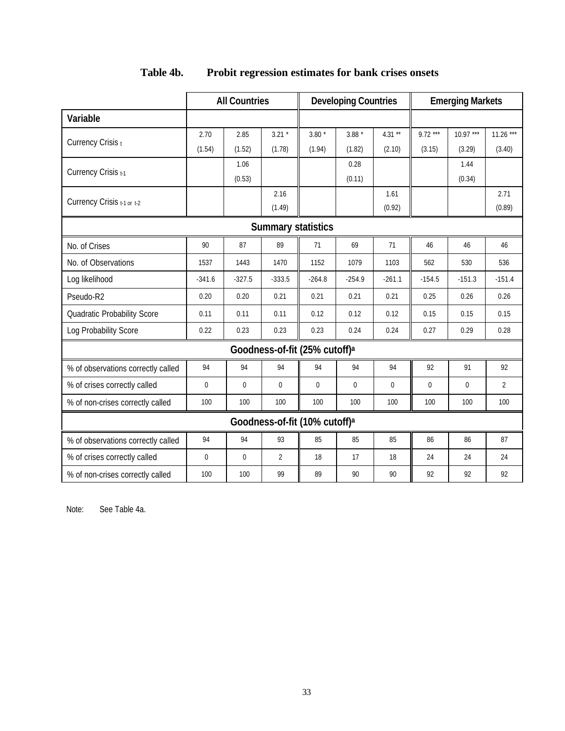**Table 4b. Probit regression estimates for bank crises onsets**

| | All Countries | | | Developing Countries | | | Emerging Markets | | |
|---|---|---|---|---|---|---|---|---|---|
| **Variable** | | | | | | | | | |
| Currency Crisis $_t$ | 2.70 | 2.85 | 3.21 * | 3.80 * | 3.88 * | 4.31 ** | 9.72 *** | 10.97 *** | 11.26 *** |
| | (1.54) | (1.52) | (1.78) | (1.94) | (1.82) | (2.10) | (3.15) | (3.29) | (3.40) |
| Currency Crisis $_{t-1}$ | | 1.06 | | | 0.28 | | | 1.44 | |
| | | (0.53) | | | (0.11) | | | (0.34) | |
| Currency Crisis $_{t-1 \text{ or } t-2}$ | | | 2.16 | | | 1.61 | | | 2.71 |
| | | | (1.49) | | | (0.92) | | | (0.89) |
| **Summary statistics** | | | | | | | | | |
| No. of Crises | 90 | 87 | 89 | 71 | 69 | 71 | 46 | 46 | 46 |
| No. of Observations | 1537 | 1443 | 1470 | 1152 | 1079 | 1103 | 562 | 530 | 536 |
| Log likelihood | -341.6 | -327.5 | -333.5 | -264.8 | -254.9 | -261.1 | -154.5 | -151.3 | -151.4 |
| Pseudo-R2 | 0.20 | 0.20 | 0.21 | 0.21 | 0.21 | 0.21 | 0.25 | 0.26 | 0.26 |
| Quadratic Probability Score | 0.11 | 0.11 | 0.11 | 0.12 | 0.12 | 0.12 | 0.15 | 0.15 | 0.15 |
| Log Probability Score | 0.22 | 0.23 | 0.23 | 0.23 | 0.24 | 0.24 | 0.27 | 0.29 | 0.28 |
| **Goodness-of-fit (25% cutoff)[a]** | | | | | | | | | |
| % of observations correctly called | 94 | 94 | 94 | 94 | 94 | 94 | 92 | 91 | 92 |
| % of crises correctly called | 0 | 0 | 0 | 0 | 0 | 0 | 0 | 0 | 2 |
| % of non-crises correctly called | 100 | 100 | 100 | 100 | 100 | 100 | 100 | 100 | 100 |
| **Goodness-of-fit (10% cutoff)[a]** | | | | | | | | | |
| % of observations correctly called | 94 | 94 | 93 | 85 | 85 | 85 | 86 | 86 | 87 |
| % of crises correctly called | 0 | 0 | 2 | 18 | 17 | 18 | 24 | 24 | 24 |
| % of non-crises correctly called | 100 | 100 | 99 | 89 | 90 | 90 | 92 | 92 | 92 |

Note: See Table 4a.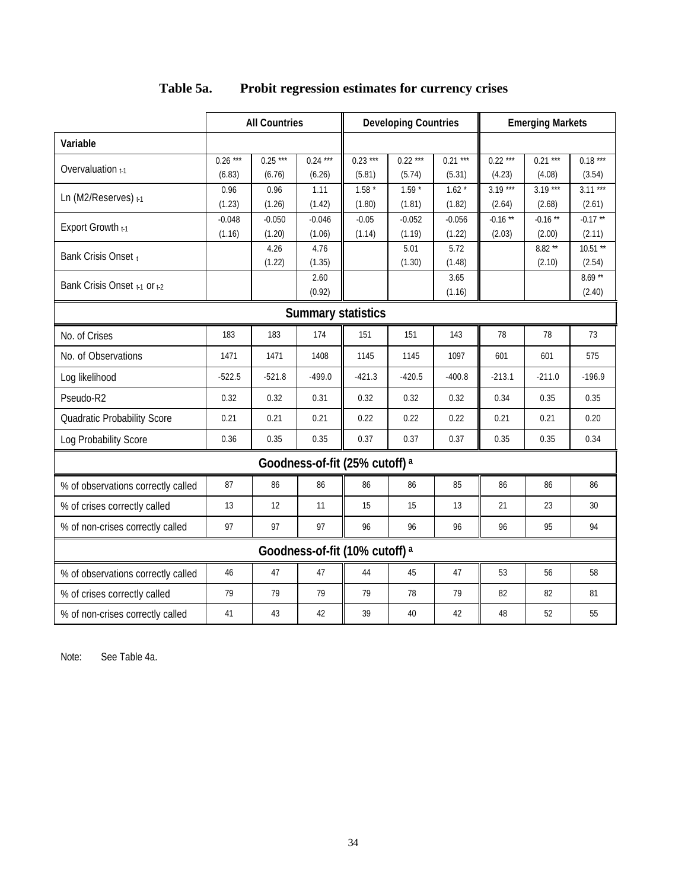# Table 5a. Probit regression estimates for currency crises

| | All Countries | | | Developing Countries | | | Emerging Markets | | |
|---|---|---|---|---|---|---|---|---|---|
| **Variable** | | | | | | | | | |
| Overvaluation $_{t-1}$ | 0.26 *** (6.83) | 0.25 *** (6.76) | 0.24 *** (6.26) | 0.23 *** (5.81) | 0.22 *** (5.74) | 0.21 *** (5.31) | 0.22 *** (4.23) | 0.21 *** (4.08) | 0.18 *** (3.54) |
| Ln (M2/Reserves) $_{t-1}$ | 0.96 (1.23) | 0.96 (1.26) | 1.11 (1.42) | 1.58 * (1.80) | 1.59 * (1.81) | 1.62 * (1.82) | 3.19 *** (2.64) | 3.19 *** (2.68) | 3.11 *** (2.61) |
| Export Growth $_{t-1}$ | -0.048 (1.16) | -0.050 (1.20) | -0.046 (1.06) | -0.05 (1.14) | -0.052 (1.19) | -0.056 (1.22) | -0.16 ** (2.03) | -0.16 ** (2.00) | -0.17 ** (2.11) |
| Bank Crisis Onset $_{t}$ | | 4.26 (1.22) | 4.76 (1.35) | | 5.01 (1.30) | 5.72 (1.48) | | 8.82 ** (2.10) | 10.51 ** (2.54) |
| Bank Crisis Onset $_{t-1}$ or $_{t-2}$ | | | 2.60 (0.92) | | | 3.65 (1.16) | | | 8.69 ** (2.40) |
| **Summary statistics** | | | | | | | | | |
| No. of Crises | 183 | 183 | 174 | 151 | 151 | 143 | 78 | 78 | 73 |
| No. of Observations | 1471 | 1471 | 1408 | 1145 | 1145 | 1097 | 601 | 601 | 575 |
| Log likelihood | -522.5 | -521.8 | -499.0 | -421.3 | -420.5 | -400.8 | -213.1 | -211.0 | -196.9 |
| Pseudo-R2 | 0.32 | 0.32 | 0.31 | 0.32 | 0.32 | 0.32 | 0.34 | 0.35 | 0.35 |
| Quadratic Probability Score | 0.21 | 0.21 | 0.21 | 0.22 | 0.22 | 0.22 | 0.21 | 0.21 | 0.20 |
| Log Probability Score | 0.36 | 0.35 | 0.35 | 0.37 | 0.37 | 0.37 | 0.35 | 0.35 | 0.34 |
| **Goodness-of-fit (25% cutoff) [a]** | | | | | | | | | |
| % of observations correctly called | 87 | 86 | 86 | 86 | 86 | 85 | 86 | 86 | 86 |
| % of crises correctly called | 13 | 12 | 11 | 15 | 15 | 13 | 21 | 23 | 30 |
| % of non-crises correctly called | 97 | 97 | 97 | 96 | 96 | 96 | 96 | 95 | 94 |
| **Goodness-of-fit (10% cutoff) [a]** | | | | | | | | | |
| % of observations correctly called | 46 | 47 | 47 | 44 | 45 | 47 | 53 | 56 | 58 |
| % of crises correctly called | 79 | 79 | 79 | 79 | 78 | 79 | 82 | 82 | 81 |
| % of non-crises correctly called | 41 | 43 | 42 | 39 | 40 | 42 | 48 | 52 | 55 |

Note: See Table 4a.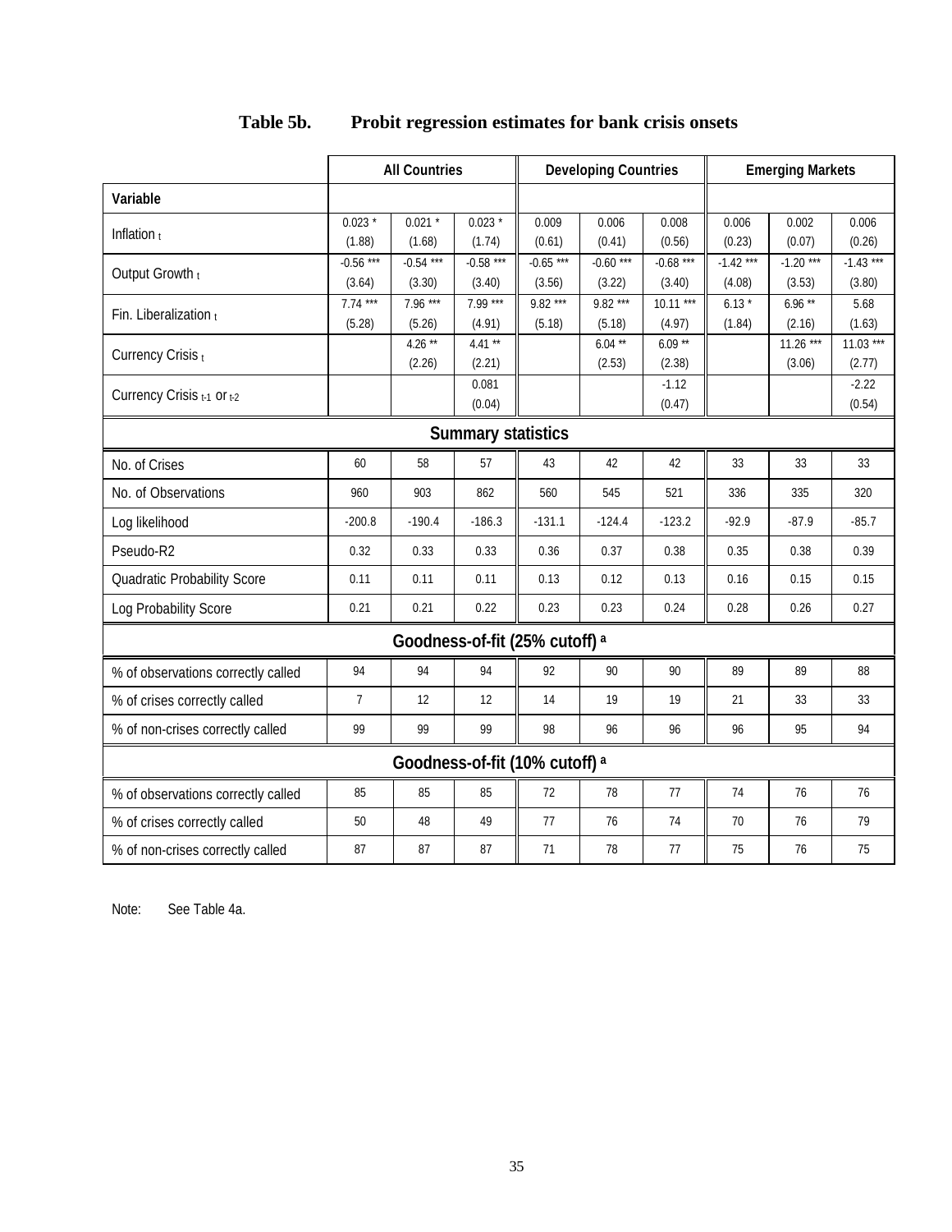## Table 5b. Probit regression estimates for bank crisis onsets

| | All Countries | | | Developing Countries | | | Emerging Markets | | |
|---|---|---|---|---|---|---|---|---|---|
| Variable | | | | | | | | | |
| Inflation $_t$ | 0.023 * (1.88) | 0.021 * (1.68) | 0.023 * (1.74) | 0.009 (0.61) | 0.006 (0.41) | 0.008 (0.56) | 0.006 (0.23) | 0.002 (0.07) | 0.006 (0.26) |
| Output Growth $_t$ | -0.56 *** (3.64) | -0.54 *** (3.30) | -0.58 *** (3.40) | -0.65 *** (3.56) | -0.60 *** (3.22) | -0.68 *** (3.40) | -1.42 *** (4.08) | -1.20 *** (3.53) | -1.43 *** (3.80) |
| Fin. Liberalization $_t$ | 7.74 *** (5.28) | 7.96 *** (5.26) | 7.99 *** (4.91) | 9.82 *** (5.18) | 9.82 *** (5.18) | 10.11 *** (4.97) | 6.13 * (1.84) | 6.96 ** (2.16) | 5.68 (1.63) |
| Currency Crisis $_t$ | | 4.26 ** (2.26) | 4.41 ** (2.21) | | 6.04 ** (2.53) | 6.09 ** (2.38) | | 11.26 *** (3.06) | 11.03 *** (2.77) |
| Currency Crisis $_{t-1}$ or $_{t-2}$ | | | 0.081 (0.04) | | | -1.12 (0.47) | | | -2.22 (0.54) |
| **Summary statistics** | | | | | | | | | |
| No. of Crises | 60 | 58 | 57 | 43 | 42 | 42 | 33 | 33 | 33 |
| No. of Observations | 960 | 903 | 862 | 560 | 545 | 521 | 336 | 335 | 320 |
| Log likelihood | -200.8 | -190.4 | -186.3 | -131.1 | -124.4 | -123.2 | -92.9 | -87.9 | -85.7 |
| Pseudo-R2 | 0.32 | 0.33 | 0.33 | 0.36 | 0.37 | 0.38 | 0.35 | 0.38 | 0.39 |
| Quadratic Probability Score | 0.11 | 0.11 | 0.11 | 0.13 | 0.12 | 0.13 | 0.16 | 0.15 | 0.15 |
| Log Probability Score | 0.21 | 0.21 | 0.22 | 0.23 | 0.23 | 0.24 | 0.28 | 0.26 | 0.27 |
| **Goodness-of-fit (25% cutoff) [a]** | | | | | | | | | |
| % of observations correctly called | 94 | 94 | 94 | 92 | 90 | 90 | 89 | 89 | 88 |
| % of crises correctly called | 7 | 12 | 12 | 14 | 19 | 19 | 21 | 33 | 33 |
| % of non-crises correctly called | 99 | 99 | 99 | 98 | 96 | 96 | 96 | 95 | 94 |
| **Goodness-of-fit (10% cutoff) [a]** | | | | | | | | | |
| % of observations correctly called | 85 | 85 | 85 | 72 | 78 | 77 | 74 | 76 | 76 |
| % of crises correctly called | 50 | 48 | 49 | 77 | 76 | 74 | 70 | 76 | 79 |
| % of non-crises correctly called | 87 | 87 | 87 | 71 | 78 | 77 | 75 | 76 | 75 |

Note: See Table 4a.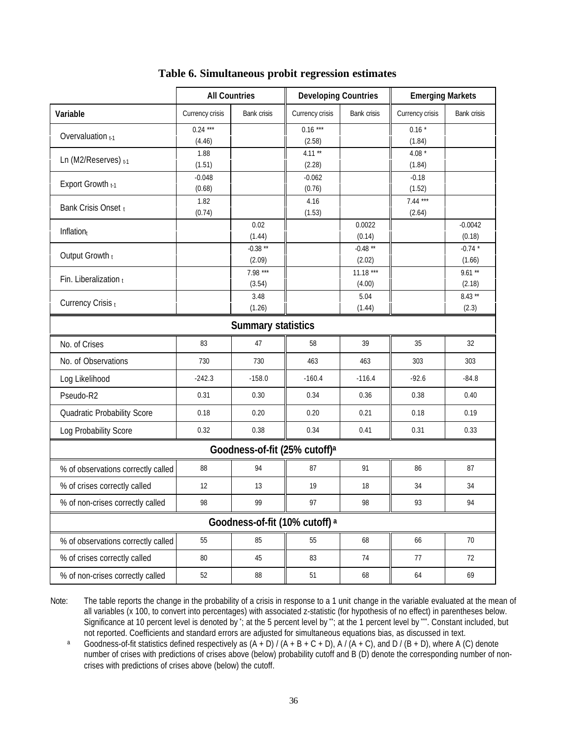## Table 6. Simultaneous probit regression estimates

| Variable | All Countries | | Developing Countries | | Emerging Markets | |
|---|---|---|---|---|---|---|
| | Currency crisis | Bank crisis | Currency crisis | Bank crisis | Currency crisis | Bank crisis |
| Overvaluation $_{t-1}$ | 0.24 *** (4.46) | | 0.16 *** (2.58) | | 0.16 * (1.84) | |
| Ln (M2/Reserves) $_{t-1}$ | 1.88 (1.51) | | 4.11 ** (2.28) | | 4.08 * (1.84) | |
| Export Growth $_{t-1}$ | -0.048 (0.68) | | -0.062 (0.76) | | -0.18 (1.52) | |
| Bank Crisis Onset $_t$ | 1.82 (0.74) | | 4.16 (1.53) | | 7.44 *** (2.64) | |
| Inflation$_t$ | | 0.02 (1.44) | | 0.0022 (0.14) | | -0.0042 (0.18) |
| Output Growth $_t$ | | -0.38 ** (2.09) | | -0.48 ** (2.02) | | -0.74 * (1.66) |
| Fin. Liberalization $_t$ | | 7.98 *** (3.54) | | 11.18 *** (4.00) | | 9.61 ** (2.18) |
| Currency Crisis $_t$ | | 3.48 (1.26) | | 5.04 (1.44) | | 8.43 ** (2.3) |
| **Summary statistics** | | | | | | |
| No. of Crises | 83 | 47 | 58 | 39 | 35 | 32 |
| No. of Observations | 730 | 730 | 463 | 463 | 303 | 303 |
| Log Likelihood | -242.3 | -158.0 | -160.4 | -116.4 | -92.6 | -84.8 |
| Pseudo-R2 | 0.31 | 0.30 | 0.34 | 0.36 | 0.38 | 0.40 |
| Quadratic Probability Score | 0.18 | 0.20 | 0.20 | 0.21 | 0.18 | 0.19 |
| Log Probability Score | 0.32 | 0.38 | 0.34 | 0.41 | 0.31 | 0.33 |
| **Goodness-of-fit (25% cutoff)[a]** | | | | | | |
| % of observations correctly called | 88 | 94 | 87 | 91 | 86 | 87 |
| % of crises correctly called | 12 | 13 | 19 | 18 | 34 | 34 |
| % of non-crises correctly called | 98 | 99 | 97 | 98 | 93 | 94 |
| **Goodness-of-fit (10% cutoff)[a]** | | | | | | |
| % of observations correctly called | 55 | 85 | 55 | 68 | 66 | 70 |
| % of crises correctly called | 80 | 45 | 83 | 74 | 77 | 72 |
| % of non-crises correctly called | 52 | 88 | 51 | 68 | 64 | 69 |

Note: The table reports the change in the probability of a crisis in response to a 1 unit change in the variable evaluated at the mean of all variables (x 100, to convert into percentages) with associated z-statistic (for hypothesis of no effect) in parentheses below. Significance at 10 percent level is denoted by *; at the 5 percent level by **; at the 1 percent level by ***. Constant included, but not reported. Coefficients and standard errors are adjusted for simultaneous equations bias, as discussed in text.

[a] Goodness-of-fit statistics defined respectively as (A + D) / (A + B + C + D), A / (A + C), and D / (B + D), where A (C) denote number of crises with predictions of crises above (below) probability cutoff and B (D) denote the corresponding number of non-crises with predictions of crises above (below) the cutoff.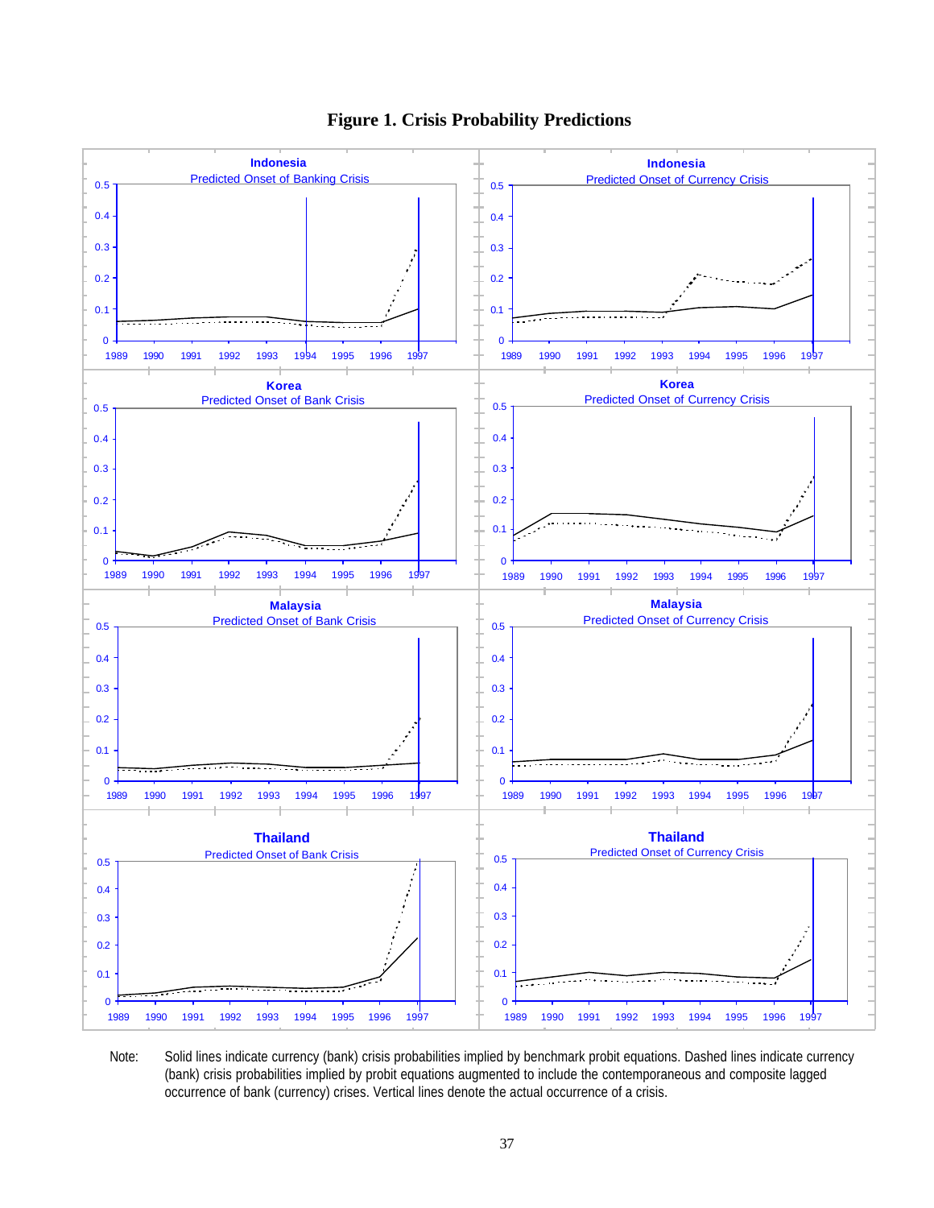**Figure 1. Crisis Probability Predictions**

Note: Solid lines indicate currency (bank) crisis probabilities implied by benchmark probit equations. Dashed lines indicate currency (bank) crisis probabilities implied by probit equations augmented to include the contemporaneous and composite lagged occurrence of bank (currency) crises. Vertical lines denote the actual occurrence of a crisis.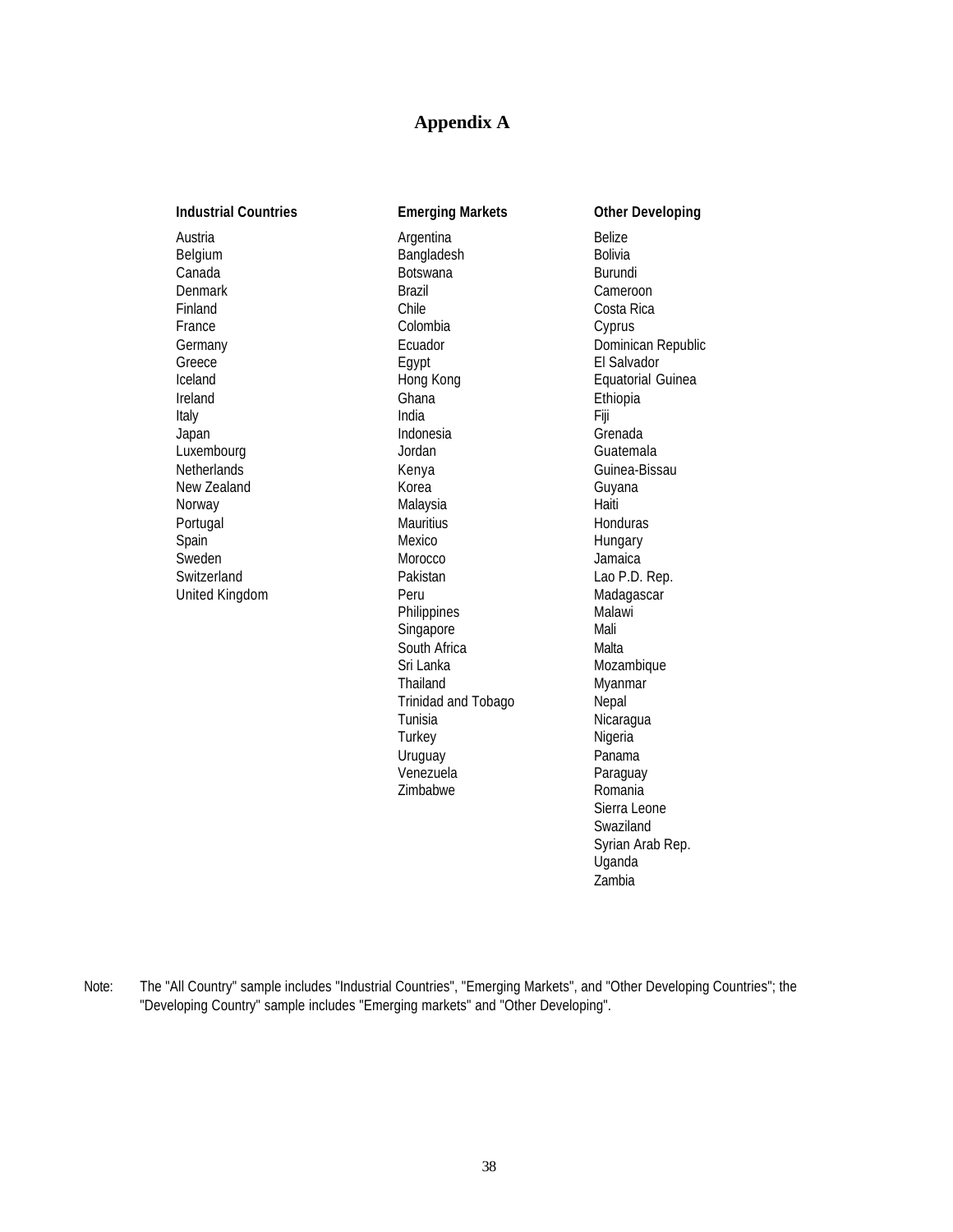# Appendix A

| Industrial Countries | Emerging Markets | Other Developing |
|---|---|---|
| Austria | Argentina | Belize |
| Belgium | Bangladesh | Bolivia |
| Canada | Botswana | Burundi |
| Denmark | Brazil | Cameroon |
| Finland | Chile | Costa Rica |
| France | Colombia | Cyprus |
| Germany | Ecuador | Dominican Republic |
| Greece | Egypt | El Salvador |
| Iceland | Hong Kong | Equatorial Guinea |
| Ireland | Ghana | Ethiopia |
| Italy | India | Fiji |
| Japan | Indonesia | Grenada |
| Luxembourg | Jordan | Guatemala |
| Netherlands | Kenya | Guinea-Bissau |
| New Zealand | Korea | Guyana |
| Norway | Malaysia | Haiti |
| Portugal | Mauritius | Honduras |
| Spain | Mexico | Hungary |
| Sweden | Morocco | Jamaica |
| Switzerland | Pakistan | Lao P.D. Rep. |
| United Kingdom | Peru | Madagascar |
| | Philippines | Malawi |
| | Singapore | Mali |
| | South Africa | Malta |
| | Sri Lanka | Mozambique |
| | Thailand | Myanmar |
| | Trinidad and Tobago | Nepal |
| | Tunisia | Nicaragua |
| | Turkey | Nigeria |
| | Uruguay | Panama |
| | Venezuela | Paraguay |
| | Zimbabwe | Romania |
| | | Sierra Leone |
| | | Swaziland |
| | | Syrian Arab Rep. |
| | | Uganda |
| | | Zambia |

Note: The "All Country" sample includes "Industrial Countries", "Emerging Markets", and "Other Developing Countries"; the "Developing Country" sample includes "Emerging markets" and "Other Developing".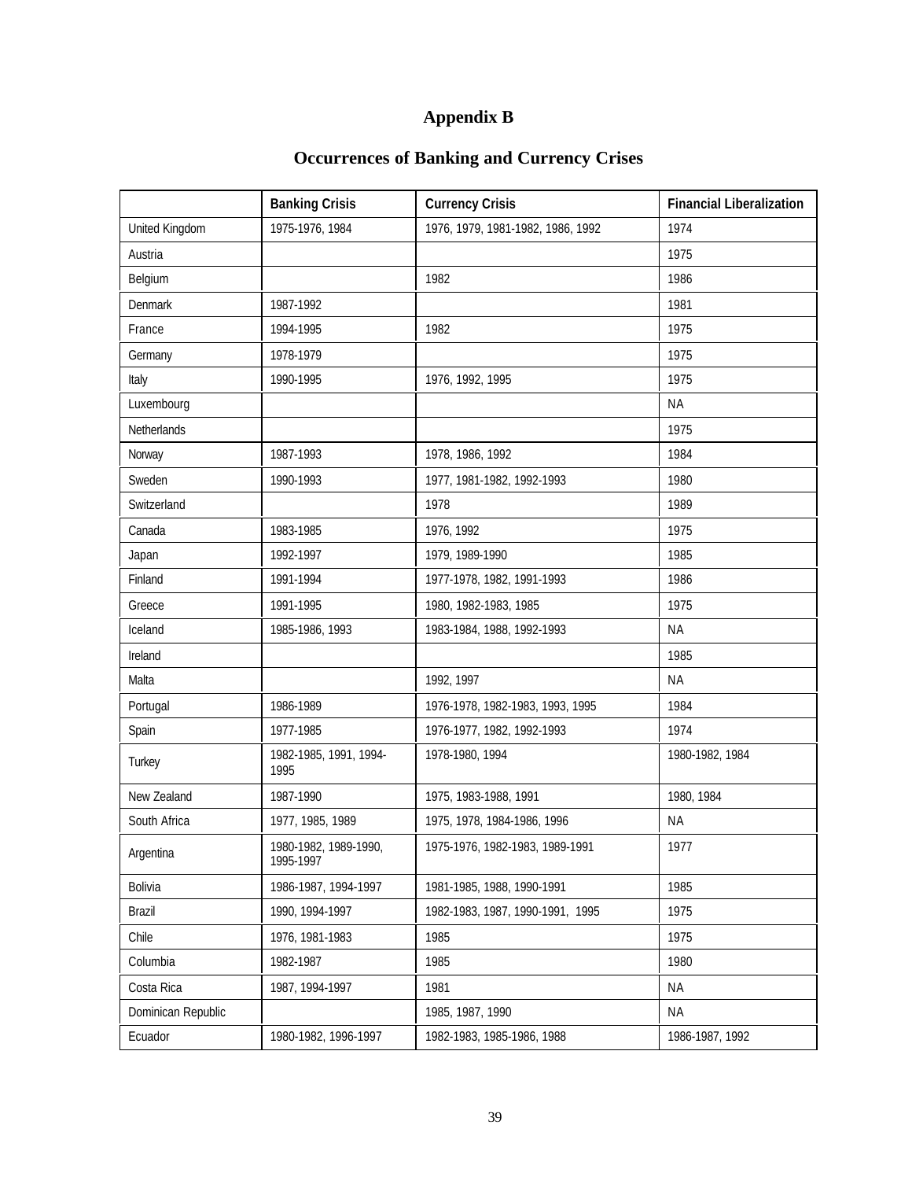# Appendix B

## Occurrences of Banking and Currency Crises

| | Banking Crisis | Currency Crisis | Financial Liberalization |
|---|---|---|---|
| United Kingdom | 1975-1976, 1984 | 1976, 1979, 1981-1982, 1986, 1992 | 1974 |
| Austria | | | 1975 |
| Belgium | | 1982 | 1986 |
| Denmark | 1987-1992 | | 1981 |
| France | 1994-1995 | 1982 | 1975 |
| Germany | 1978-1979 | | 1975 |
| Italy | 1990-1995 | 1976, 1992, 1995 | 1975 |
| Luxembourg | | | NA |
| Netherlands | | | 1975 |
| Norway | 1987-1993 | 1978, 1986, 1992 | 1984 |
| Sweden | 1990-1993 | 1977, 1981-1982, 1992-1993 | 1980 |
| Switzerland | | 1978 | 1989 |
| Canada | 1983-1985 | 1976, 1992 | 1975 |
| Japan | 1992-1997 | 1979, 1989-1990 | 1985 |
| Finland | 1991-1994 | 1977-1978, 1982, 1991-1993 | 1986 |
| Greece | 1991-1995 | 1980, 1982-1983, 1985 | 1975 |
| Iceland | 1985-1986, 1993 | 1983-1984, 1988, 1992-1993 | NA |
| Ireland | | | 1985 |
| Malta | | 1992, 1997 | NA |
| Portugal | 1986-1989 | 1976-1978, 1982-1983, 1993, 1995 | 1984 |
| Spain | 1977-1985 | 1976-1977, 1982, 1992-1993 | 1974 |
| Turkey | 1982-1985, 1991, 1994-1995 | 1978-1980, 1994 | 1980-1982, 1984 |
| New Zealand | 1987-1990 | 1975, 1983-1988, 1991 | 1980, 1984 |
| South Africa | 1977, 1985, 1989 | 1975, 1978, 1984-1986, 1996 | NA |
| Argentina | 1980-1982, 1989-1990, 1995-1997 | 1975-1976, 1982-1983, 1989-1991 | 1977 |
| Bolivia | 1986-1987, 1994-1997 | 1981-1985, 1988, 1990-1991 | 1985 |
| Brazil | 1990, 1994-1997 | 1982-1983, 1987, 1990-1991, 1995 | 1975 |
| Chile | 1976, 1981-1983 | 1985 | 1975 |
| Columbia | 1982-1987 | 1985 | 1980 |
| Costa Rica | 1987, 1994-1997 | 1981 | NA |
| Dominican Republic | | 1985, 1987, 1990 | NA |
| Ecuador | 1980-1982, 1996-1997 | 1982-1983, 1985-1986, 1988 | 1986-1987, 1992 |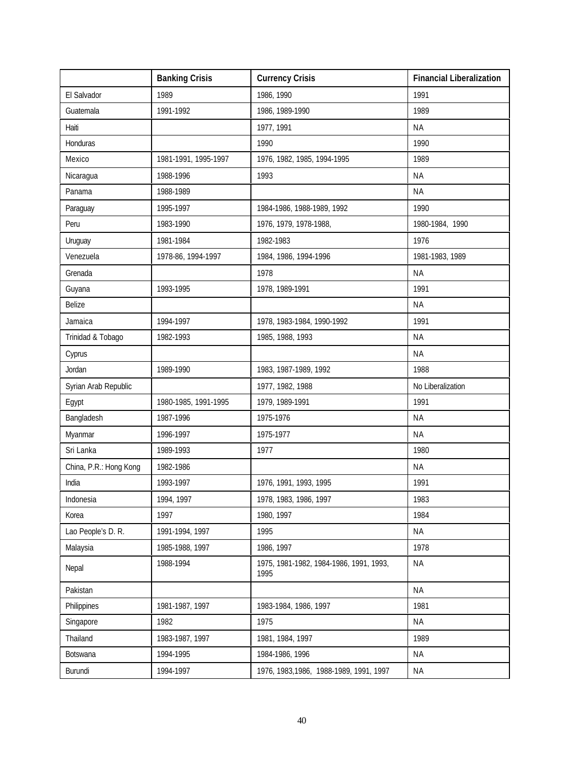| | Banking Crisis | Currency Crisis | Financial Liberalization |
|---|---|---|---|
| El Salvador | 1989 | 1986, 1990 | 1991 |
| Guatemala | 1991-1992 | 1986, 1989-1990 | 1989 |
| Haiti | | 1977, 1991 | NA |
| Honduras | | 1990 | 1990 |
| Mexico | 1981-1991, 1995-1997 | 1976, 1982, 1985, 1994-1995 | 1989 |
| Nicaragua | 1988-1996 | 1993 | NA |
| Panama | 1988-1989 | | NA |
| Paraguay | 1995-1997 | 1984-1986, 1988-1989, 1992 | 1990 |
| Peru | 1983-1990 | 1976, 1979, 1978-1988, | 1980-1984, 1990 |
| Uruguay | 1981-1984 | 1982-1983 | 1976 |
| Venezuela | 1978-86, 1994-1997 | 1984, 1986, 1994-1996 | 1981-1983, 1989 |
| Grenada | | 1978 | NA |
| Guyana | 1993-1995 | 1978, 1989-1991 | 1991 |
| Belize | | | NA |
| Jamaica | 1994-1997 | 1978, 1983-1984, 1990-1992 | 1991 |
| Trinidad & Tobago | 1982-1993 | 1985, 1988, 1993 | NA |
| Cyprus | | | NA |
| Jordan | 1989-1990 | 1983, 1987-1989, 1992 | 1988 |
| Syrian Arab Republic | | 1977, 1982, 1988 | No Liberalization |
| Egypt | 1980-1985, 1991-1995 | 1979, 1989-1991 | 1991 |
| Bangladesh | 1987-1996 | 1975-1976 | NA |
| Myanmar | 1996-1997 | 1975-1977 | NA |
| Sri Lanka | 1989-1993 | 1977 | 1980 |
| China, P.R.: Hong Kong | 1982-1986 | | NA |
| India | 1993-1997 | 1976, 1991, 1993, 1995 | 1991 |
| Indonesia | 1994, 1997 | 1978, 1983, 1986, 1997 | 1983 |
| Korea | 1997 | 1980, 1997 | 1984 |
| Lao People's D. R. | 1991-1994, 1997 | 1995 | NA |
| Malaysia | 1985-1988, 1997 | 1986, 1997 | 1978 |
| Nepal | 1988-1994 | 1975, 1981-1982, 1984-1986, 1991, 1993, 1995 | NA |
| Pakistan | | | NA |
| Philippines | 1981-1987, 1997 | 1983-1984, 1986, 1997 | 1981 |
| Singapore | 1982 | 1975 | NA |
| Thailand | 1983-1987, 1997 | 1981, 1984, 1997 | 1989 |
| Botswana | 1994-1995 | 1984-1986, 1996 | NA |
| Burundi | 1994-1997 | 1976, 1983,1986, 1988-1989, 1991, 1997 | NA |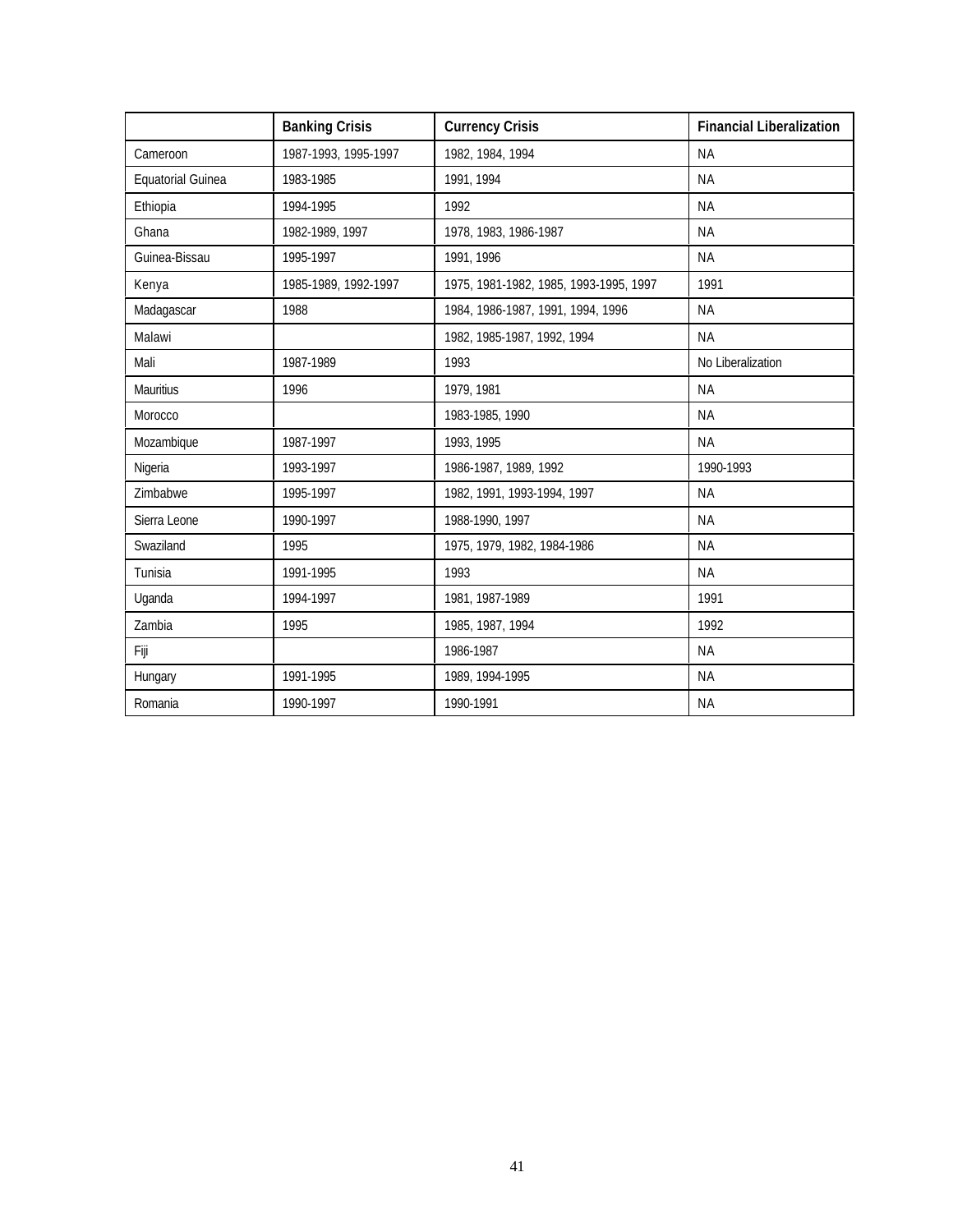| | Banking Crisis | Currency Crisis | Financial Liberalization |
|---|---|---|---|
| Cameroon | 1987-1993, 1995-1997 | 1982, 1984, 1994 | NA |
| Equatorial Guinea | 1983-1985 | 1991, 1994 | NA |
| Ethiopia | 1994-1995 | 1992 | NA |
| Ghana | 1982-1989, 1997 | 1978, 1983, 1986-1987 | NA |
| Guinea-Bissau | 1995-1997 | 1991, 1996 | NA |
| Kenya | 1985-1989, 1992-1997 | 1975, 1981-1982, 1985, 1993-1995, 1997 | 1991 |
| Madagascar | 1988 | 1984, 1986-1987, 1991, 1994, 1996 | NA |
| Malawi | | 1982, 1985-1987, 1992, 1994 | NA |
| Mali | 1987-1989 | 1993 | No Liberalization |
| Mauritius | 1996 | 1979, 1981 | NA |
| Morocco | | 1983-1985, 1990 | NA |
| Mozambique | 1987-1997 | 1993, 1995 | NA |
| Nigeria | 1993-1997 | 1986-1987, 1989, 1992 | 1990-1993 |
| Zimbabwe | 1995-1997 | 1982, 1991, 1993-1994, 1997 | NA |
| Sierra Leone | 1990-1997 | 1988-1990, 1997 | NA |
| Swaziland | 1995 | 1975, 1979, 1982, 1984-1986 | NA |
| Tunisia | 1991-1995 | 1993 | NA |
| Uganda | 1994-1997 | 1981, 1987-1989 | 1991 |
| Zambia | 1995 | 1985, 1987, 1994 | 1992 |
| Fiji | | 1986-1987 | NA |
| Hungary | 1991-1995 | 1989, 1994-1995 | NA |
| Romania | 1990-1997 | 1990-1991 | NA |